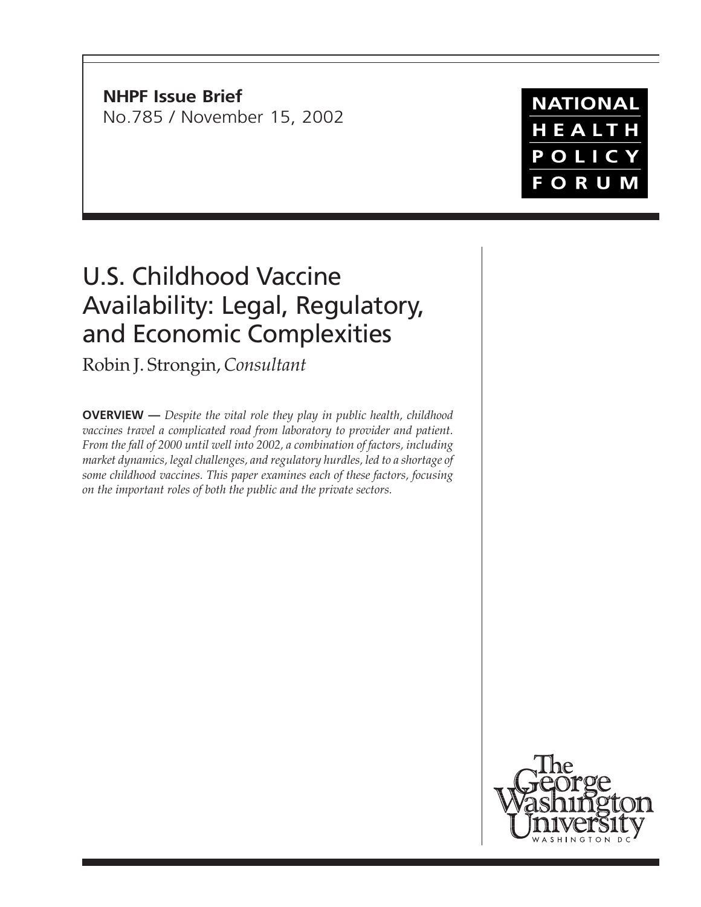**NHPF Issue Brief**
No.785 / November 15, 2002

NATIONAL HEALTH POLICY FORUM

# U.S. Childhood Vaccine Availability: Legal, Regulatory, and Economic Complexities

Robin J. Strongin, *Consultant*

**OVERVIEW —** *Despite the vital role they play in public health, childhood vaccines travel a complicated road from laboratory to provider and patient. From the fall of 2000 until well into 2002, a combination of factors, including market dynamics, legal challenges, and regulatory hurdles, led to a shortage of some childhood vaccines. This paper examines each of these factors, focusing on the important roles of both the public and the private sectors.*

The George Washington University
WASHINGTON DC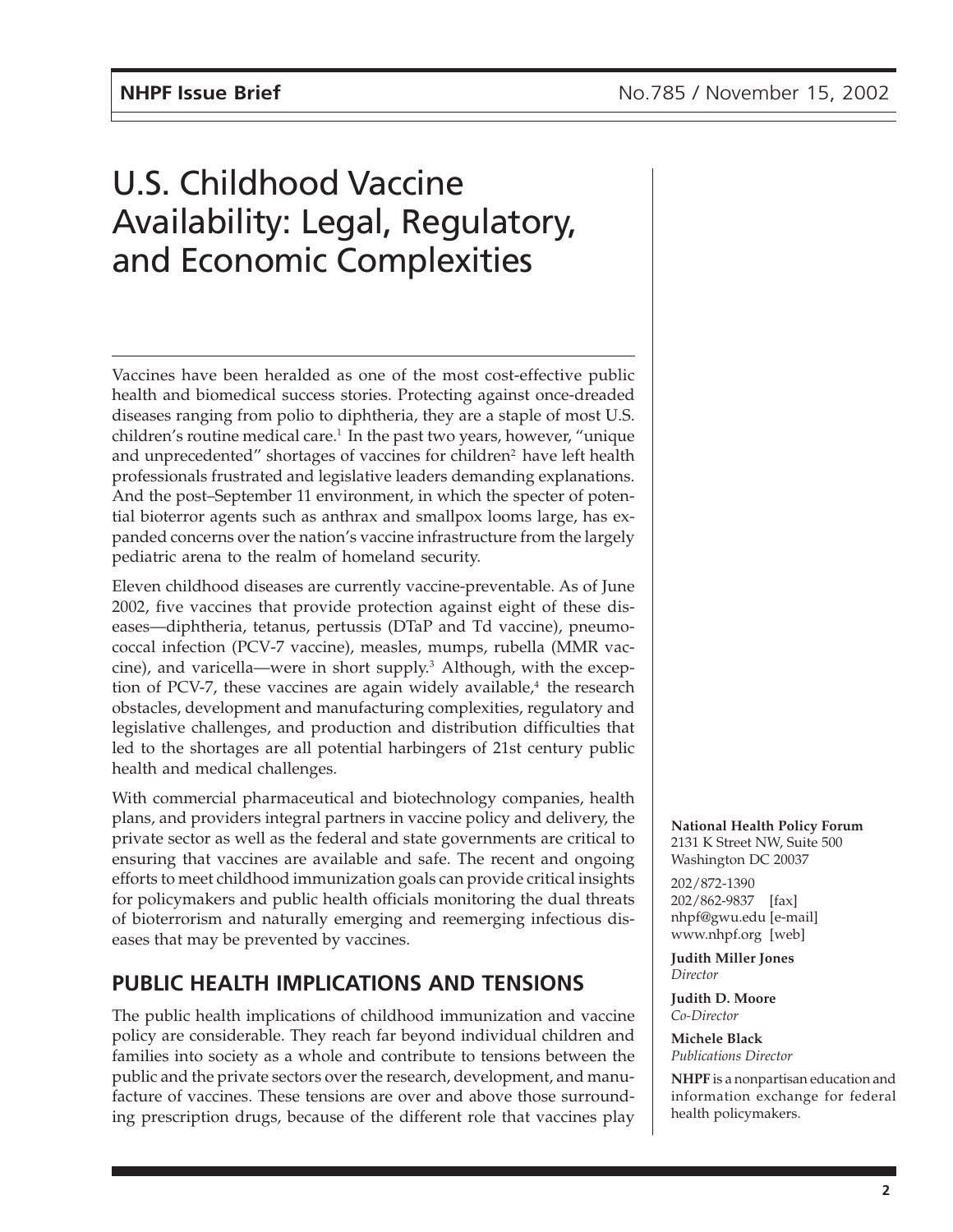# U.S. Childhood Vaccine Availability: Legal, Regulatory, and Economic Complexities

Vaccines have been heralded as one of the most cost-effective public health and biomedical success stories. Protecting against once-dreaded diseases ranging from polio to diphtheria, they are a staple of most U.S. children's routine medical care.[1] In the past two years, however, "unique and unprecedented" shortages of vaccines for children[2] have left health professionals frustrated and legislative leaders demanding explanations. And the post–September 11 environment, in which the specter of potential bioterror agents such as anthrax and smallpox looms large, has expanded concerns over the nation's vaccine infrastructure from the largely pediatric arena to the realm of homeland security.

Eleven childhood diseases are currently vaccine-preventable. As of June 2002, five vaccines that provide protection against eight of these diseases—diphtheria, tetanus, pertussis (DTaP and Td vaccine), pneumococcal infection (PCV-7 vaccine), measles, mumps, rubella (MMR vaccine), and varicella—were in short supply.[3] Although, with the exception of PCV-7, these vaccines are again widely available,[4] the research obstacles, development and manufacturing complexities, regulatory and legislative challenges, and production and distribution difficulties that led to the shortages are all potential harbingers of 21st century public health and medical challenges.

With commercial pharmaceutical and biotechnology companies, health plans, and providers integral partners in vaccine policy and delivery, the private sector as well as the federal and state governments are critical to ensuring that vaccines are available and safe. The recent and ongoing efforts to meet childhood immunization goals can provide critical insights for policymakers and public health officials monitoring the dual threats of bioterrorism and naturally emerging and reemerging infectious diseases that may be prevented by vaccines.

## PUBLIC HEALTH IMPLICATIONS AND TENSIONS

The public health implications of childhood immunization and vaccine policy are considerable. They reach far beyond individual children and families into society as a whole and contribute to tensions between the public and the private sectors over the research, development, and manufacture of vaccines. These tensions are over and above those surrounding prescription drugs, because of the different role that vaccines play

**National Health Policy Forum**
2131 K Street NW, Suite 500
Washington DC 20037

202/872-1390
202/862-9837 [fax]
nhpf@gwu.edu [e-mail]
www.nhpf.org [web]

**Judith Miller Jones**
*Director*

**Judith D. Moore**
*Co-Director*

**Michele Black**
*Publications Director*

**NHPF** is a nonpartisan education and information exchange for federal health policymakers.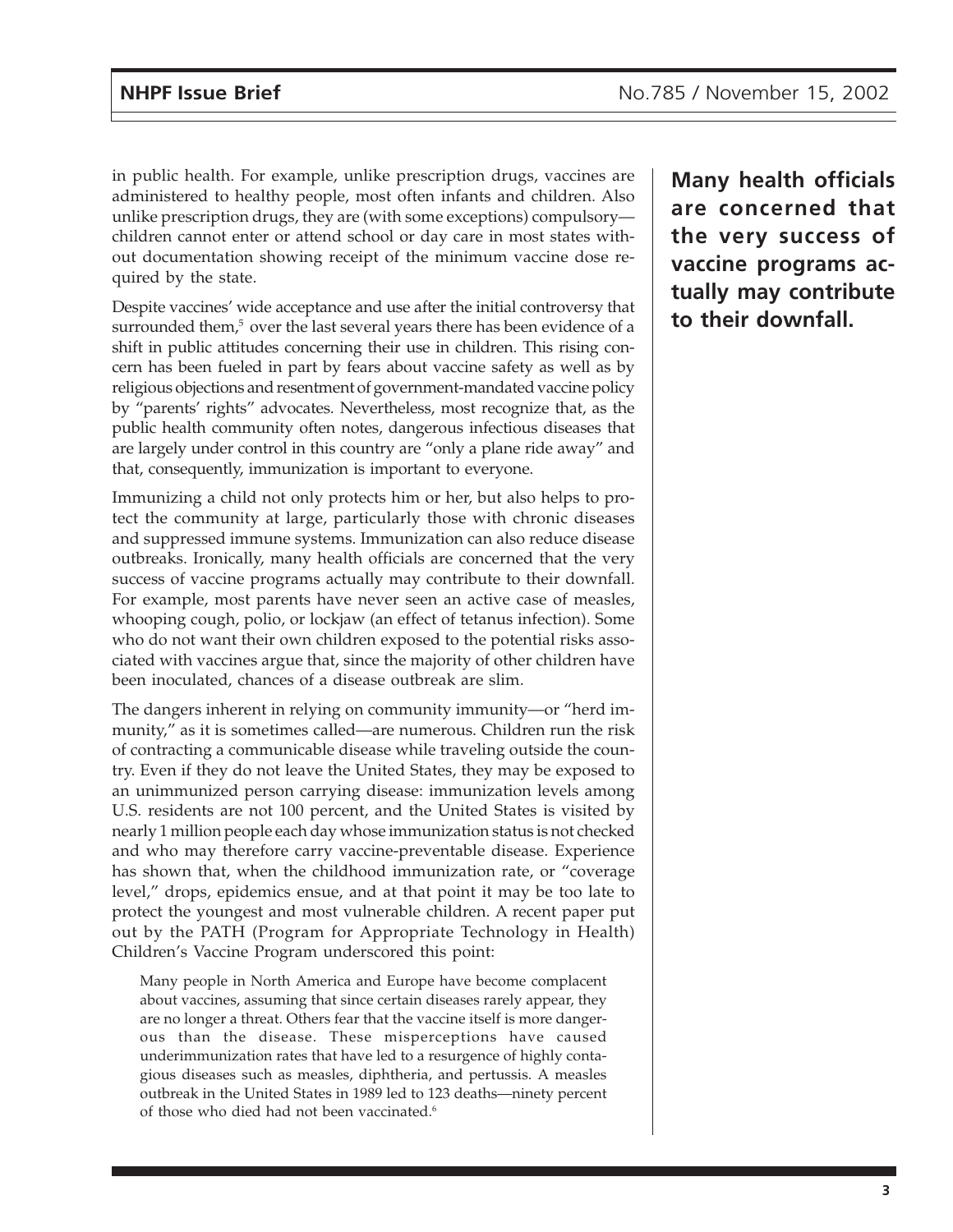in public health. For example, unlike prescription drugs, vaccines are administered to healthy people, most often infants and children. Also unlike prescription drugs, they are (with some exceptions) compulsory—children cannot enter or attend school or day care in most states without documentation showing receipt of the minimum vaccine dose required by the state.

**Many health officials are concerned that the very success of vaccine programs actually may contribute to their downfall.**

Despite vaccines' wide acceptance and use after the initial controversy that surrounded them,[5] over the last several years there has been evidence of a shift in public attitudes concerning their use in children. This rising concern has been fueled in part by fears about vaccine safety as well as by religious objections and resentment of government-mandated vaccine policy by "parents' rights" advocates. Nevertheless, most recognize that, as the public health community often notes, dangerous infectious diseases that are largely under control in this country are "only a plane ride away" and that, consequently, immunization is important to everyone.

Immunizing a child not only protects him or her, but also helps to protect the community at large, particularly those with chronic diseases and suppressed immune systems. Immunization can also reduce disease outbreaks. Ironically, many health officials are concerned that the very success of vaccine programs actually may contribute to their downfall. For example, most parents have never seen an active case of measles, whooping cough, polio, or lockjaw (an effect of tetanus infection). Some who do not want their own children exposed to the potential risks associated with vaccines argue that, since the majority of other children have been inoculated, chances of a disease outbreak are slim.

The dangers inherent in relying on community immunity—or "herd immunity," as it is sometimes called—are numerous. Children run the risk of contracting a communicable disease while traveling outside the country. Even if they do not leave the United States, they may be exposed to an unimmunized person carrying disease: immunization levels among U.S. residents are not 100 percent, and the United States is visited by nearly 1 million people each day whose immunization status is not checked and who may therefore carry vaccine-preventable disease. Experience has shown that, when the childhood immunization rate, or "coverage level," drops, epidemics ensue, and at that point it may be too late to protect the youngest and most vulnerable children. A recent paper put out by the PATH (Program for Appropriate Technology in Health) Children's Vaccine Program underscored this point:

> Many people in North America and Europe have become complacent about vaccines, assuming that since certain diseases rarely appear, they are no longer a threat. Others fear that the vaccine itself is more dangerous than the disease. These misperceptions have caused underimmunization rates that have led to a resurgence of highly contagious diseases such as measles, diphtheria, and pertussis. A measles outbreak in the United States in 1989 led to 123 deaths—ninety percent of those who died had not been vaccinated.[6]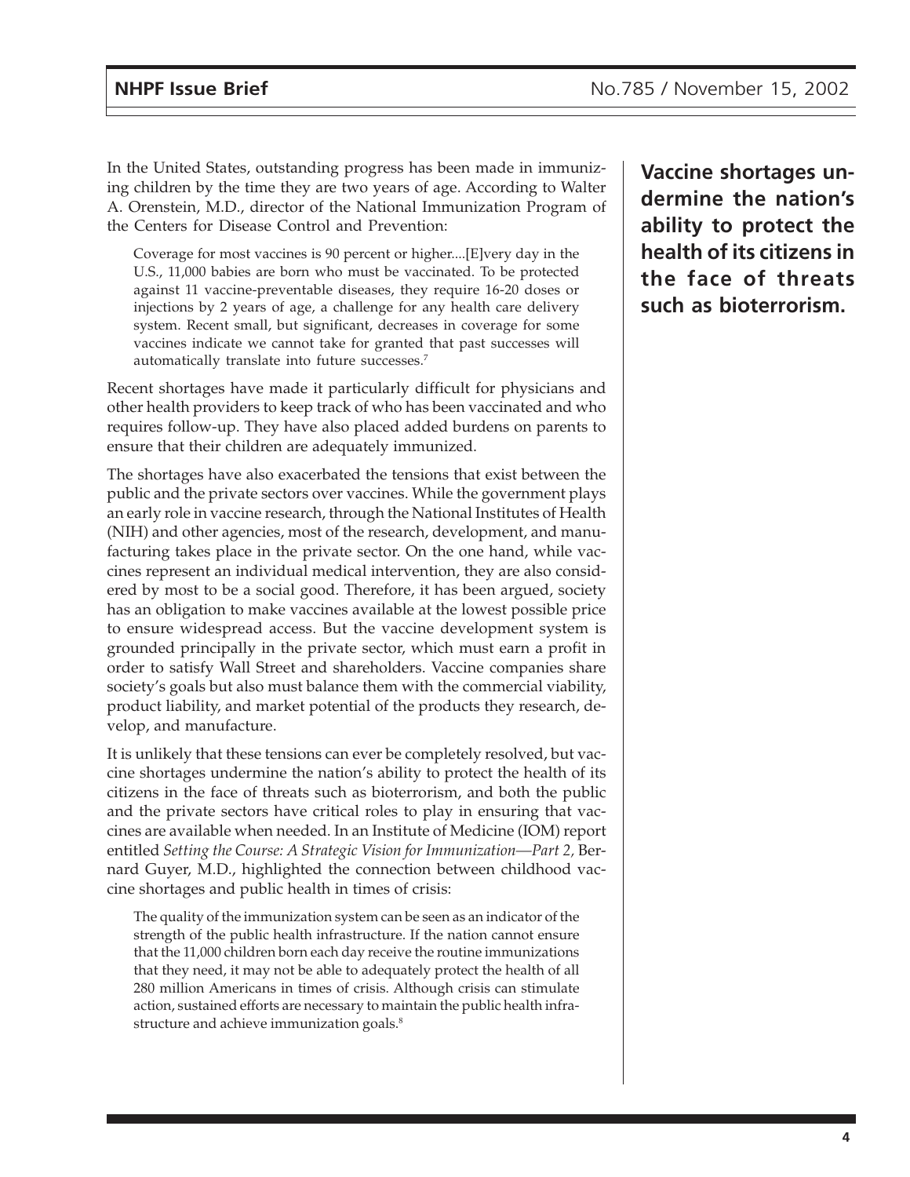In the United States, outstanding progress has been made in immunizing children by the time they are two years of age. According to Walter A. Orenstein, M.D., director of the National Immunization Program of the Centers for Disease Control and Prevention:

> Coverage for most vaccines is 90 percent or higher....[E]very day in the U.S., 11,000 babies are born who must be vaccinated. To be protected against 11 vaccine-preventable diseases, they require 16-20 doses or injections by 2 years of age, a challenge for any health care delivery system. Recent small, but significant, decreases in coverage for some vaccines indicate we cannot take for granted that past successes will automatically translate into future successes.[7]

Recent shortages have made it particularly difficult for physicians and other health providers to keep track of who has been vaccinated and who requires follow-up. They have also placed added burdens on parents to ensure that their children are adequately immunized.

The shortages have also exacerbated the tensions that exist between the public and the private sectors over vaccines. While the government plays an early role in vaccine research, through the National Institutes of Health (NIH) and other agencies, most of the research, development, and manufacturing takes place in the private sector. On the one hand, while vaccines represent an individual medical intervention, they are also considered by most to be a social good. Therefore, it has been argued, society has an obligation to make vaccines available at the lowest possible price to ensure widespread access. But the vaccine development system is grounded principally in the private sector, which must earn a profit in order to satisfy Wall Street and shareholders. Vaccine companies share society's goals but also must balance them with the commercial viability, product liability, and market potential of the products they research, develop, and manufacture.

It is unlikely that these tensions can ever be completely resolved, but vaccine shortages undermine the nation's ability to protect the health of its citizens in the face of threats such as bioterrorism, and both the public and the private sectors have critical roles to play in ensuring that vaccines are available when needed. In an Institute of Medicine (IOM) report entitled *Setting the Course: A Strategic Vision for Immunization—Part 2,* Bernard Guyer, M.D., highlighted the connection between childhood vaccine shortages and public health in times of crisis:

> The quality of the immunization system can be seen as an indicator of the strength of the public health infrastructure. If the nation cannot ensure that the 11,000 children born each day receive the routine immunizations that they need, it may not be able to adequately protect the health of all 280 million Americans in times of crisis. Although crisis can stimulate action, sustained efforts are necessary to maintain the public health infrastructure and achieve immunization goals.[8]

**Vaccine shortages undermine the nation's ability to protect the health of its citizens in the face of threats such as bioterrorism.**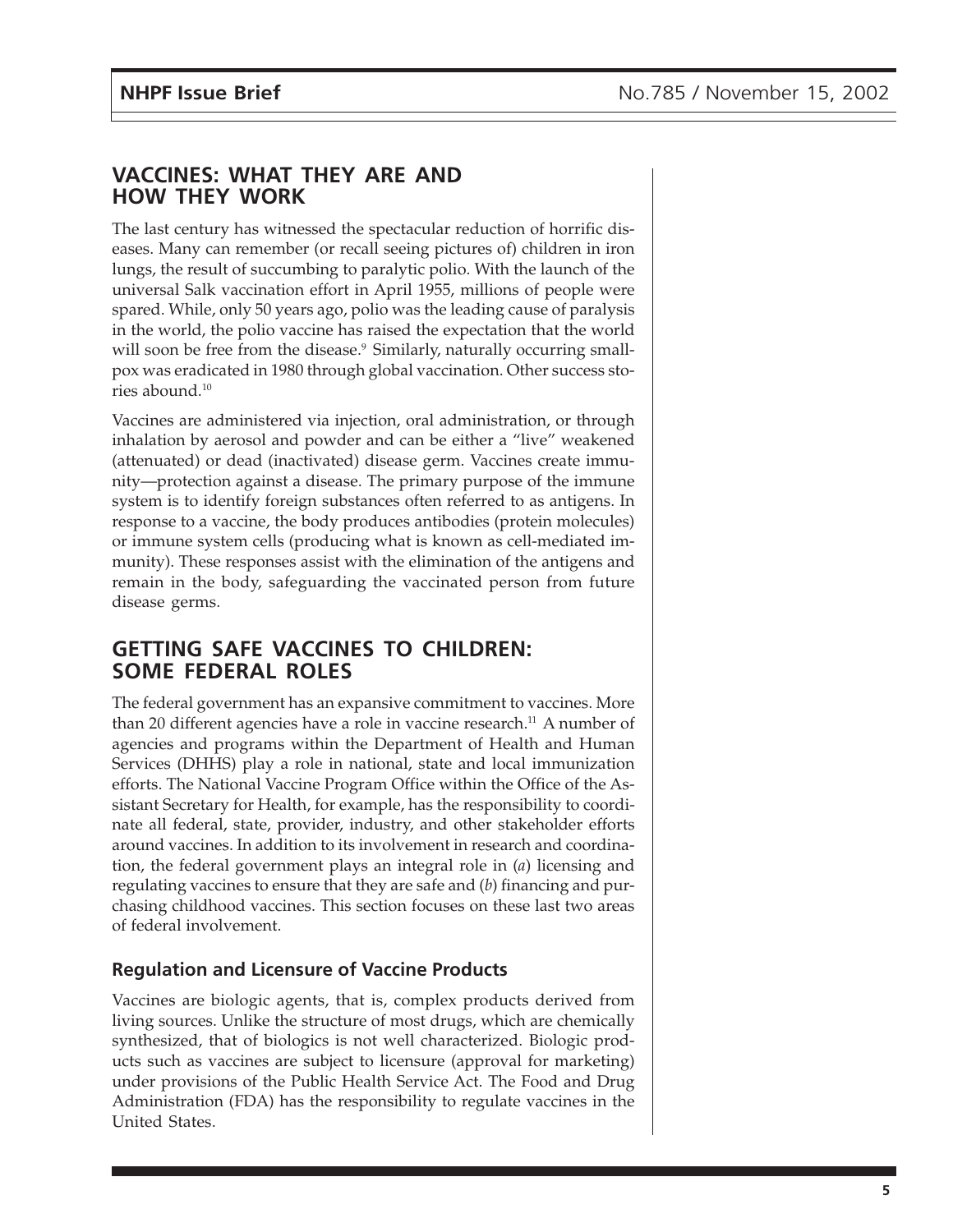## VACCINES: WHAT THEY ARE AND HOW THEY WORK

The last century has witnessed the spectacular reduction of horrific diseases. Many can remember (or recall seeing pictures of) children in iron lungs, the result of succumbing to paralytic polio. With the launch of the universal Salk vaccination effort in April 1955, millions of people were spared. While, only 50 years ago, polio was the leading cause of paralysis in the world, the polio vaccine has raised the expectation that the world will soon be free from the disease.[9] Similarly, naturally occurring smallpox was eradicated in 1980 through global vaccination. Other success stories abound.[10]

Vaccines are administered via injection, oral administration, or through inhalation by aerosol and powder and can be either a "live" weakened (attenuated) or dead (inactivated) disease germ. Vaccines create immunity—protection against a disease. The primary purpose of the immune system is to identify foreign substances often referred to as antigens. In response to a vaccine, the body produces antibodies (protein molecules) or immune system cells (producing what is known as cell-mediated immunity). These responses assist with the elimination of the antigens and remain in the body, safeguarding the vaccinated person from future disease germs.

## GETTING SAFE VACCINES TO CHILDREN: SOME FEDERAL ROLES

The federal government has an expansive commitment to vaccines. More than 20 different agencies have a role in vaccine research.[11] A number of agencies and programs within the Department of Health and Human Services (DHHS) play a role in national, state and local immunization efforts. The National Vaccine Program Office within the Office of the Assistant Secretary for Health, for example, has the responsibility to coordinate all federal, state, provider, industry, and other stakeholder efforts around vaccines. In addition to its involvement in research and coordination, the federal government plays an integral role in (*a*) licensing and regulating vaccines to ensure that they are safe and (*b*) financing and purchasing childhood vaccines. This section focuses on these last two areas of federal involvement.

### Regulation and Licensure of Vaccine Products

Vaccines are biologic agents, that is, complex products derived from living sources. Unlike the structure of most drugs, which are chemically synthesized, that of biologics is not well characterized. Biologic products such as vaccines are subject to licensure (approval for marketing) under provisions of the Public Health Service Act. The Food and Drug Administration (FDA) has the responsibility to regulate vaccines in the United States.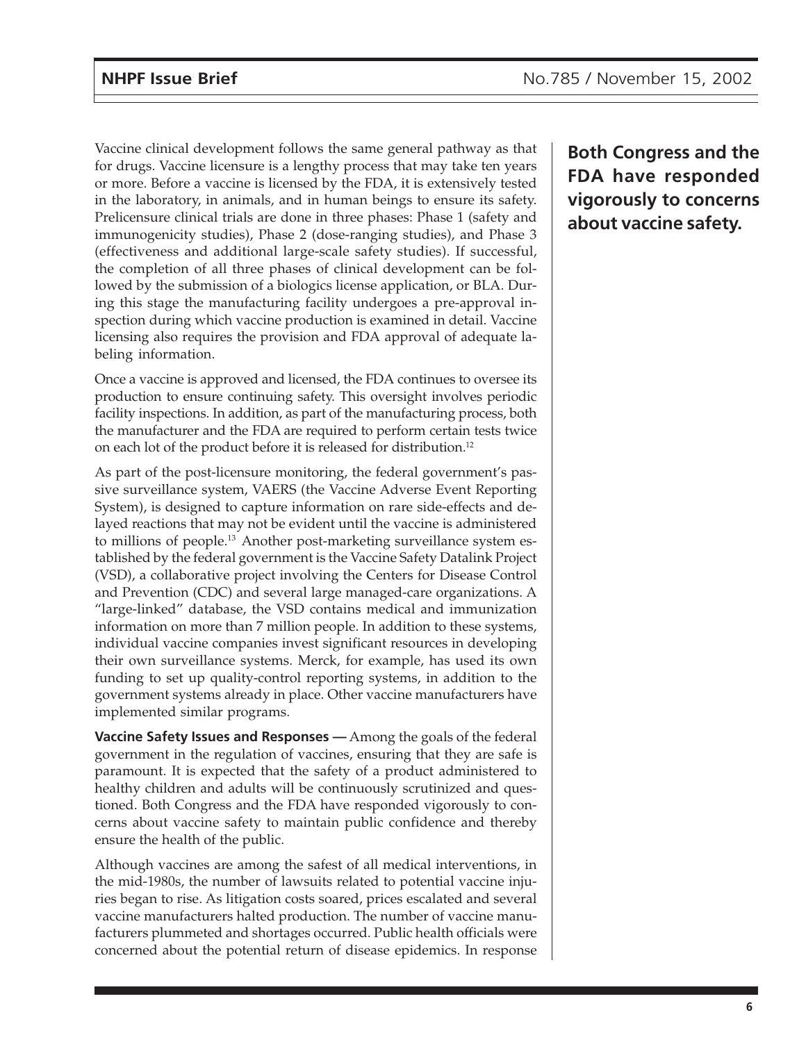Vaccine clinical development follows the same general pathway as that for drugs. Vaccine licensure is a lengthy process that may take ten years or more. Before a vaccine is licensed by the FDA, it is extensively tested in the laboratory, in animals, and in human beings to ensure its safety. Prelicensure clinical trials are done in three phases: Phase 1 (safety and immunogenicity studies), Phase 2 (dose-ranging studies), and Phase 3 (effectiveness and additional large-scale safety studies). If successful, the completion of all three phases of clinical development can be followed by the submission of a biologics license application, or BLA. During this stage the manufacturing facility undergoes a pre-approval inspection during which vaccine production is examined in detail. Vaccine licensing also requires the provision and FDA approval of adequate labeling information.

Once a vaccine is approved and licensed, the FDA continues to oversee its production to ensure continuing safety. This oversight involves periodic facility inspections. In addition, as part of the manufacturing process, both the manufacturer and the FDA are required to perform certain tests twice on each lot of the product before it is released for distribution.[12]

As part of the post-licensure monitoring, the federal government's passive surveillance system, VAERS (the Vaccine Adverse Event Reporting System), is designed to capture information on rare side-effects and delayed reactions that may not be evident until the vaccine is administered to millions of people.[13] Another post-marketing surveillance system established by the federal government is the Vaccine Safety Datalink Project (VSD), a collaborative project involving the Centers for Disease Control and Prevention (CDC) and several large managed-care organizations. A "large-linked" database, the VSD contains medical and immunization information on more than 7 million people. In addition to these systems, individual vaccine companies invest significant resources in developing their own surveillance systems. Merck, for example, has used its own funding to set up quality-control reporting systems, in addition to the government systems already in place. Other vaccine manufacturers have implemented similar programs.

**Both Congress and the FDA have responded vigorously to concerns about vaccine safety.**

**Vaccine Safety Issues and Responses —** Among the goals of the federal government in the regulation of vaccines, ensuring that they are safe is paramount. It is expected that the safety of a product administered to healthy children and adults will be continuously scrutinized and questioned. Both Congress and the FDA have responded vigorously to concerns about vaccine safety to maintain public confidence and thereby ensure the health of the public.

Although vaccines are among the safest of all medical interventions, in the mid-1980s, the number of lawsuits related to potential vaccine injuries began to rise. As litigation costs soared, prices escalated and several vaccine manufacturers halted production. The number of vaccine manufacturers plummeted and shortages occurred. Public health officials were concerned about the potential return of disease epidemics. In response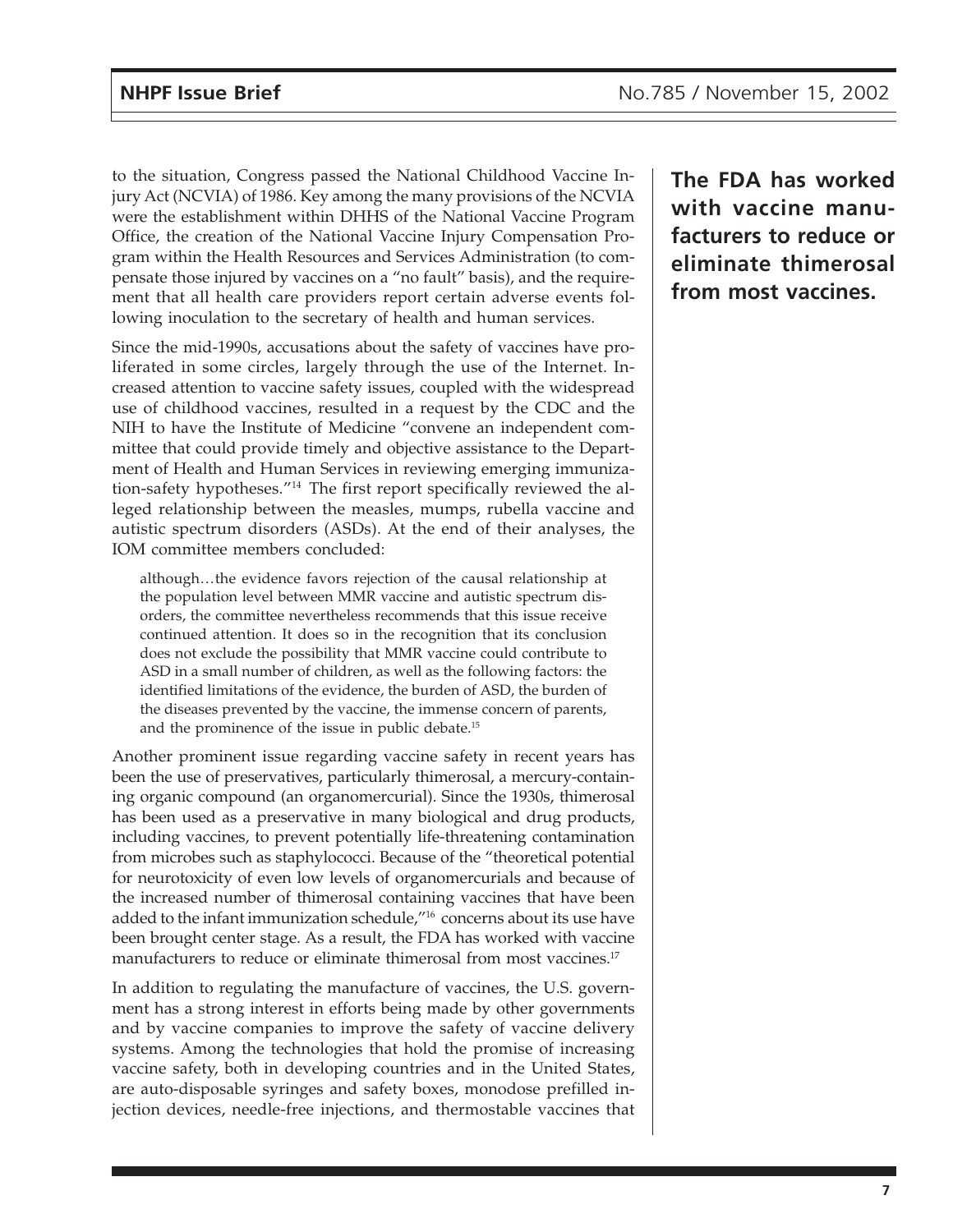to the situation, Congress passed the National Childhood Vaccine Injury Act (NCVIA) of 1986. Key among the many provisions of the NCVIA were the establishment within DHHS of the National Vaccine Program Office, the creation of the National Vaccine Injury Compensation Program within the Health Resources and Services Administration (to compensate those injured by vaccines on a "no fault" basis), and the requirement that all health care providers report certain adverse events following inoculation to the secretary of health and human services.

**The FDA has worked with vaccine manufacturers to reduce or eliminate thimerosal from most vaccines.**

Since the mid-1990s, accusations about the safety of vaccines have proliferated in some circles, largely through the use of the Internet. Increased attention to vaccine safety issues, coupled with the widespread use of childhood vaccines, resulted in a request by the CDC and the NIH to have the Institute of Medicine "convene an independent committee that could provide timely and objective assistance to the Department of Health and Human Services in reviewing emerging immunization-safety hypotheses."[14] The first report specifically reviewed the alleged relationship between the measles, mumps, rubella vaccine and autistic spectrum disorders (ASDs). At the end of their analyses, the IOM committee members concluded:

> although…the evidence favors rejection of the causal relationship at the population level between MMR vaccine and autistic spectrum disorders, the committee nevertheless recommends that this issue receive continued attention. It does so in the recognition that its conclusion does not exclude the possibility that MMR vaccine could contribute to ASD in a small number of children, as well as the following factors: the identified limitations of the evidence, the burden of ASD, the burden of the diseases prevented by the vaccine, the immense concern of parents, and the prominence of the issue in public debate.[15]

Another prominent issue regarding vaccine safety in recent years has been the use of preservatives, particularly thimerosal, a mercury-containing organic compound (an organomercurial). Since the 1930s, thimerosal has been used as a preservative in many biological and drug products, including vaccines, to prevent potentially life-threatening contamination from microbes such as staphylococci. Because of the "theoretical potential for neurotoxicity of even low levels of organomercurials and because of the increased number of thimerosal containing vaccines that have been added to the infant immunization schedule,"[16] concerns about its use have been brought center stage. As a result, the FDA has worked with vaccine manufacturers to reduce or eliminate thimerosal from most vaccines.[17]

In addition to regulating the manufacture of vaccines, the U.S. government has a strong interest in efforts being made by other governments and by vaccine companies to improve the safety of vaccine delivery systems. Among the technologies that hold the promise of increasing vaccine safety, both in developing countries and in the United States, are auto-disposable syringes and safety boxes, monodose prefilled injection devices, needle-free injections, and thermostable vaccines that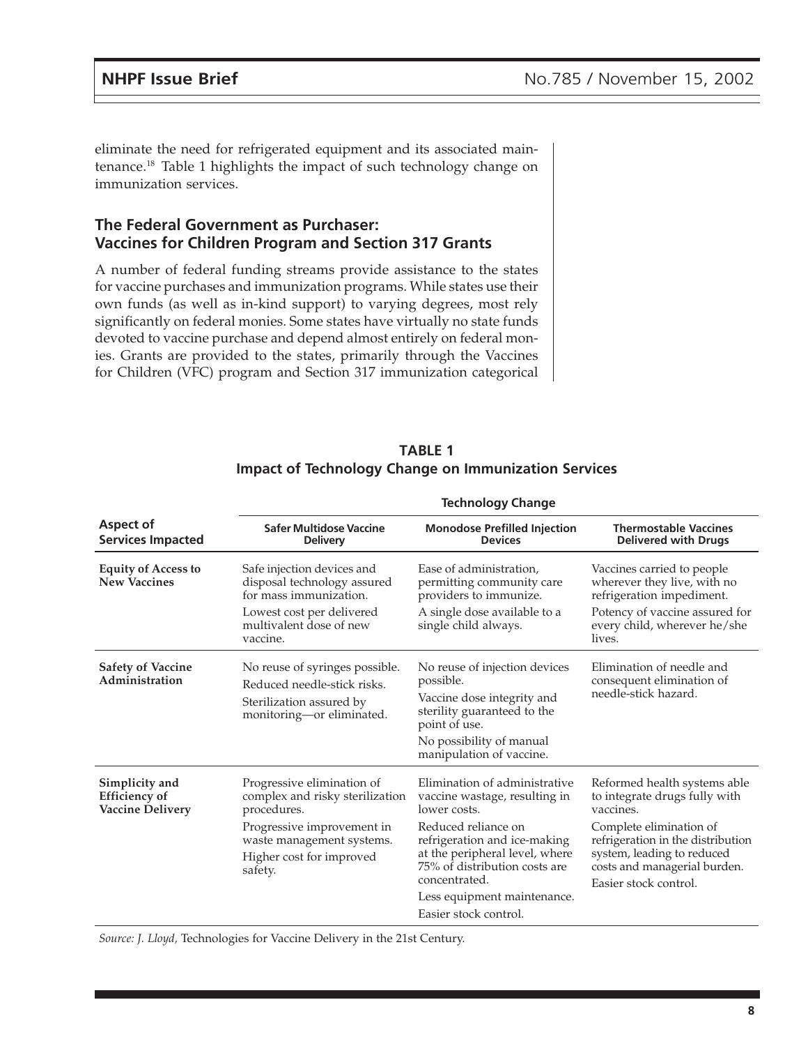eliminate the need for refrigerated equipment and its associated maintenance.[18] Table 1 highlights the impact of such technology change on immunization services.

## The Federal Government as Purchaser: Vaccines for Children Program and Section 317 Grants

A number of federal funding streams provide assistance to the states for vaccine purchases and immunization programs. While states use their own funds (as well as in-kind support) to varying degrees, most rely significantly on federal monies. Some states have virtually no state funds devoted to vaccine purchase and depend almost entirely on federal monies. Grants are provided to the states, primarily through the Vaccines for Children (VFC) program and Section 317 immunization categorical

**TABLE 1**
**Impact of Technology Change on Immunization Services**

| Aspect of Services Impacted | Technology Change: Safer Multidose Vaccine Delivery | Technology Change: Monodose Prefilled Injection Devices | Technology Change: Thermostable Vaccines Delivered with Drugs |
|---|---|---|---|
| **Equity of Access to New Vaccines** | Safe injection devices and disposal technology assured for mass immunization.<br>Lowest cost per delivered multivalent dose of new vaccine. | Ease of administration, permitting community care providers to immunize.<br>A single dose available to a single child always. | Vaccines carried to people wherever they live, with no refrigeration impediment.<br>Potency of vaccine assured for every child, wherever he/she lives. |
| **Safety of Vaccine Administration** | No reuse of syringes possible.<br>Reduced needle-stick risks.<br>Sterilization assured by monitoring—or eliminated. | No reuse of injection devices possible.<br>Vaccine dose integrity and sterility guaranteed to the point of use.<br>No possibility of manual manipulation of vaccine. | Elimination of needle and consequent elimination of needle-stick hazard. |
| **Simplicity and Efficiency of Vaccine Delivery** | Progressive elimination of complex and risky sterilization procedures.<br>Progressive improvement in waste management systems.<br>Higher cost for improved safety. | Elimination of administrative vaccine wastage, resulting in lower costs.<br>Reduced reliance on refrigeration and ice-making at the peripheral level, where 75% of distribution costs are concentrated.<br>Less equipment maintenance.<br>Easier stock control. | Reformed health systems able to integrate drugs fully with vaccines.<br>Complete elimination of refrigeration in the distribution system, leading to reduced costs and managerial burden.<br>Easier stock control. |

*Source: J. Lloyd,* Technologies for Vaccine Delivery in the 21st Century.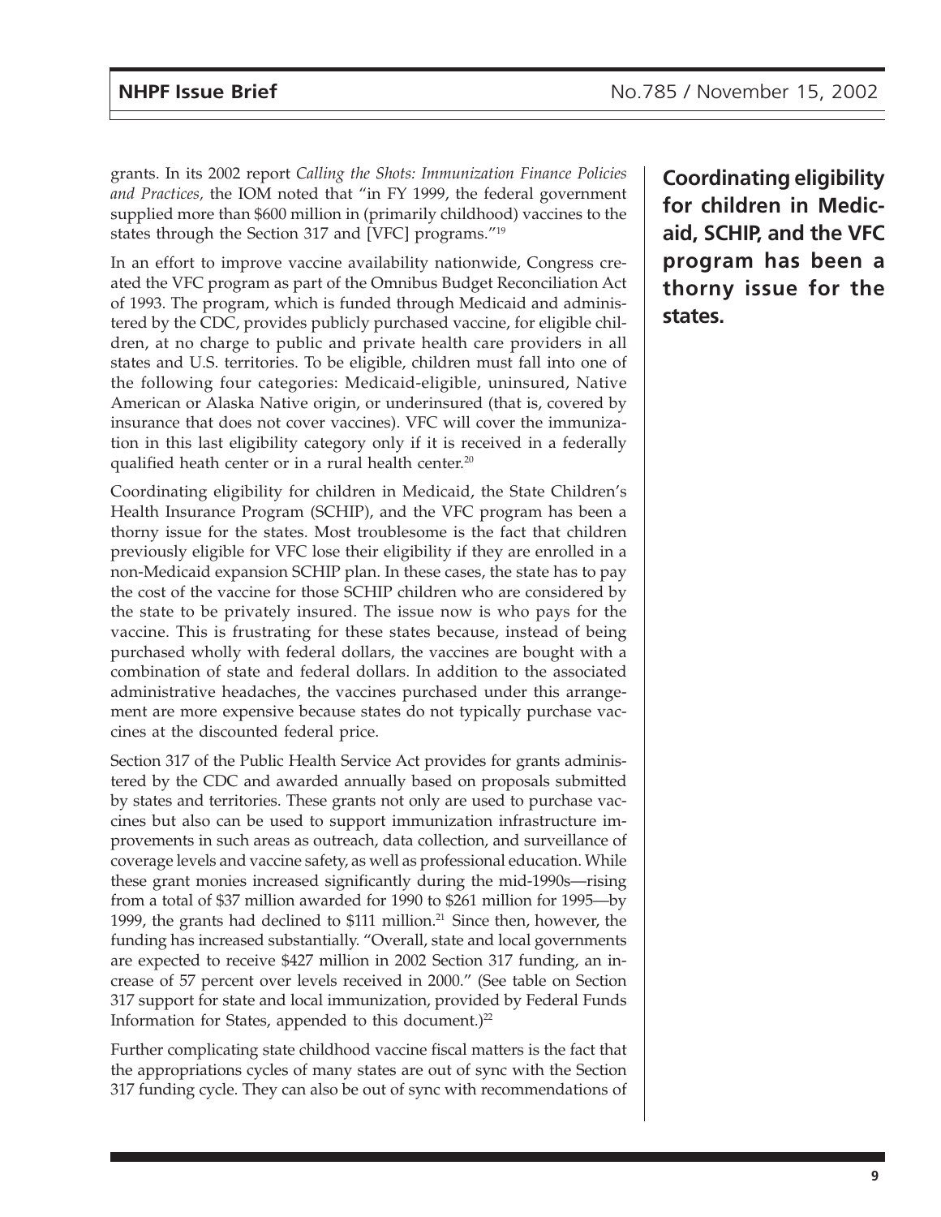grants. In its 2002 report *Calling the Shots: Immunization Finance Policies and Practices,* the IOM noted that "in FY 1999, the federal government supplied more than $600 million in (primarily childhood) vaccines to the states through the Section 317 and [VFC] programs."[19]

**Coordinating eligibility for children in Medicaid, SCHIP, and the VFC program has been a thorny issue for the states.**

In an effort to improve vaccine availability nationwide, Congress created the VFC program as part of the Omnibus Budget Reconciliation Act of 1993. The program, which is funded through Medicaid and administered by the CDC, provides publicly purchased vaccine, for eligible children, at no charge to public and private health care providers in all states and U.S. territories. To be eligible, children must fall into one of the following four categories: Medicaid-eligible, uninsured, Native American or Alaska Native origin, or underinsured (that is, covered by insurance that does not cover vaccines). VFC will cover the immunization in this last eligibility category only if it is received in a federally qualified heath center or in a rural health center.[20]

Coordinating eligibility for children in Medicaid, the State Children's Health Insurance Program (SCHIP), and the VFC program has been a thorny issue for the states. Most troublesome is the fact that children previously eligible for VFC lose their eligibility if they are enrolled in a non-Medicaid expansion SCHIP plan. In these cases, the state has to pay the cost of the vaccine for those SCHIP children who are considered by the state to be privately insured. The issue now is who pays for the vaccine. This is frustrating for these states because, instead of being purchased wholly with federal dollars, the vaccines are bought with a combination of state and federal dollars. In addition to the associated administrative headaches, the vaccines purchased under this arrangement are more expensive because states do not typically purchase vaccines at the discounted federal price.

Section 317 of the Public Health Service Act provides for grants administered by the CDC and awarded annually based on proposals submitted by states and territories. These grants not only are used to purchase vaccines but also can be used to support immunization infrastructure improvements in such areas as outreach, data collection, and surveillance of coverage levels and vaccine safety, as well as professional education. While these grant monies increased significantly during the mid-1990s—rising from a total of $37 million awarded for 1990 to $261 million for 1995—by 1999, the grants had declined to $111 million.[21] Since then, however, the funding has increased substantially. "Overall, state and local governments are expected to receive $427 million in 2002 Section 317 funding, an increase of 57 percent over levels received in 2000." (See table on Section 317 support for state and local immunization, provided by Federal Funds Information for States, appended to this document.)[22]

Further complicating state childhood vaccine fiscal matters is the fact that the appropriations cycles of many states are out of sync with the Section 317 funding cycle. They can also be out of sync with recommendations of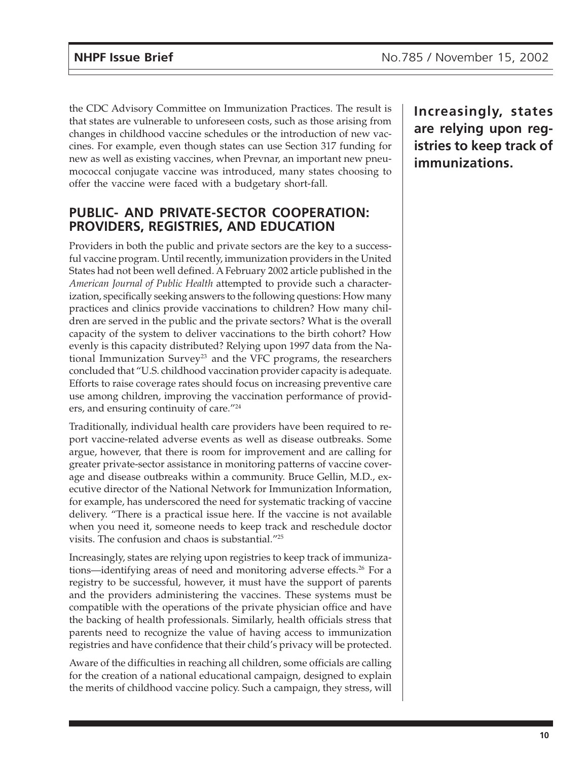the CDC Advisory Committee on Immunization Practices. The result is that states are vulnerable to unforeseen costs, such as those arising from changes in childhood vaccine schedules or the introduction of new vaccines. For example, even though states can use Section 317 funding for new as well as existing vaccines, when Prevnar, an important new pneumococcal conjugate vaccine was introduced, many states choosing to offer the vaccine were faced with a budgetary short-fall.

## PUBLIC- AND PRIVATE-SECTOR COOPERATION: PROVIDERS, REGISTRIES, AND EDUCATION

Providers in both the public and private sectors are the key to a successful vaccine program. Until recently, immunization providers in the United States had not been well defined. A February 2002 article published in the *American Journal of Public Health* attempted to provide such a characterization, specifically seeking answers to the following questions: How many practices and clinics provide vaccinations to children? How many children are served in the public and the private sectors? What is the overall capacity of the system to deliver vaccinations to the birth cohort? How evenly is this capacity distributed? Relying upon 1997 data from the National Immunization Survey[23] and the VFC programs, the researchers concluded that "U.S. childhood vaccination provider capacity is adequate. Efforts to raise coverage rates should focus on increasing preventive care use among children, improving the vaccination performance of providers, and ensuring continuity of care."[24]

Traditionally, individual health care providers have been required to report vaccine-related adverse events as well as disease outbreaks. Some argue, however, that there is room for improvement and are calling for greater private-sector assistance in monitoring patterns of vaccine coverage and disease outbreaks within a community. Bruce Gellin, M.D., executive director of the National Network for Immunization Information, for example, has underscored the need for systematic tracking of vaccine delivery. "There is a practical issue here. If the vaccine is not available when you need it, someone needs to keep track and reschedule doctor visits. The confusion and chaos is substantial."[25]

**Increasingly, states are relying upon registries to keep track of immunizations.**

Increasingly, states are relying upon registries to keep track of immunizations—identifying areas of need and monitoring adverse effects.[26] For a registry to be successful, however, it must have the support of parents and the providers administering the vaccines. These systems must be compatible with the operations of the private physician office and have the backing of health professionals. Similarly, health officials stress that parents need to recognize the value of having access to immunization registries and have confidence that their child's privacy will be protected.

Aware of the difficulties in reaching all children, some officials are calling for the creation of a national educational campaign, designed to explain the merits of childhood vaccine policy. Such a campaign, they stress, will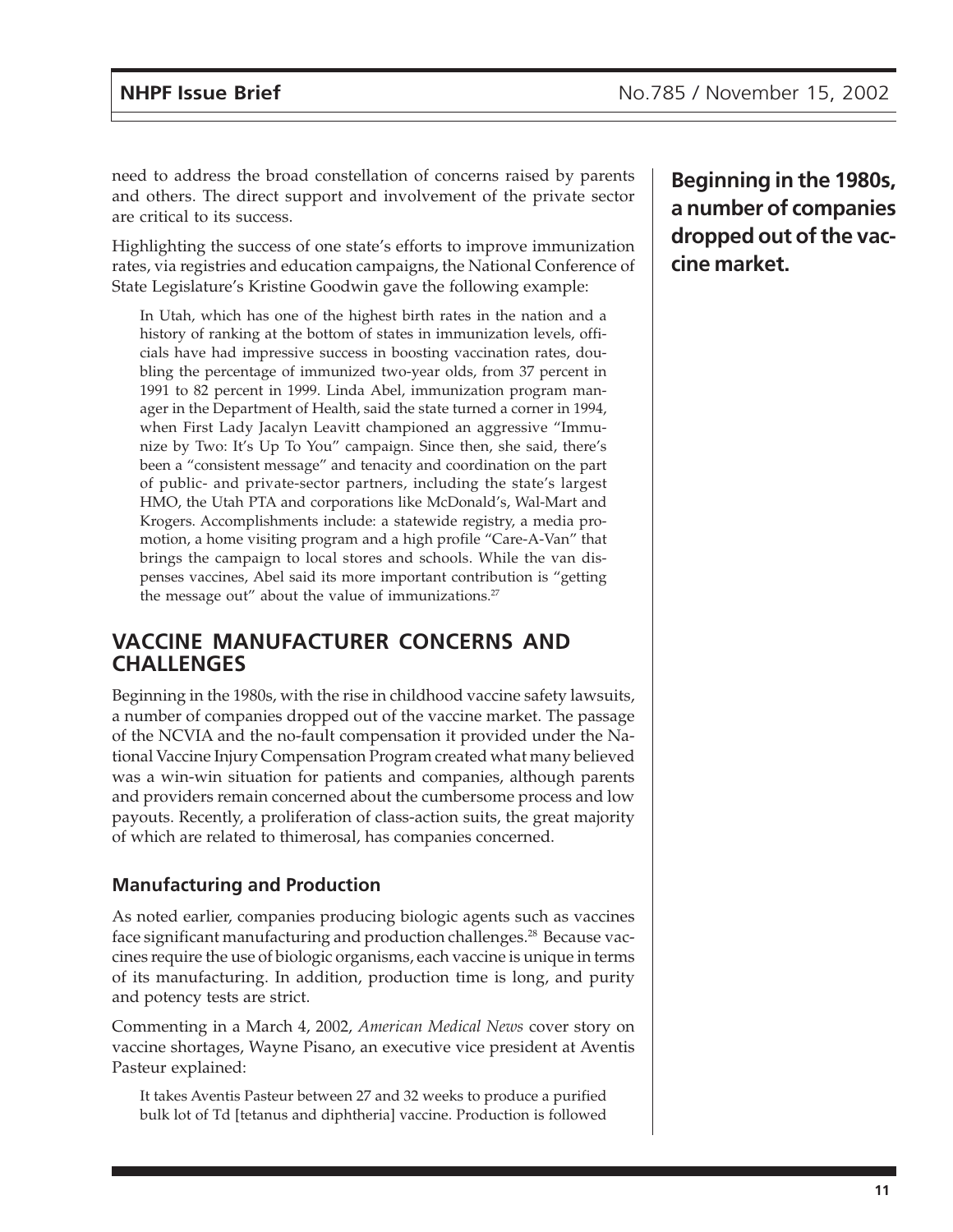need to address the broad constellation of concerns raised by parents and others. The direct support and involvement of the private sector are critical to its success.

Highlighting the success of one state's efforts to improve immunization rates, via registries and education campaigns, the National Conference of State Legislature's Kristine Goodwin gave the following example:

> In Utah, which has one of the highest birth rates in the nation and a history of ranking at the bottom of states in immunization levels, officials have had impressive success in boosting vaccination rates, doubling the percentage of immunized two-year olds, from 37 percent in 1991 to 82 percent in 1999. Linda Abel, immunization program manager in the Department of Health, said the state turned a corner in 1994, when First Lady Jacalyn Leavitt championed an aggressive "Immunize by Two: It's Up To You" campaign. Since then, she said, there's been a "consistent message" and tenacity and coordination on the part of public- and private-sector partners, including the state's largest HMO, the Utah PTA and corporations like McDonald's, Wal-Mart and Krogers. Accomplishments include: a statewide registry, a media promotion, a home visiting program and a high profile "Care-A-Van" that brings the campaign to local stores and schools. While the van dispenses vaccines, Abel said its more important contribution is "getting the message out" about the value of immunizations.[27]

## VACCINE MANUFACTURER CONCERNS AND CHALLENGES

**Beginning in the 1980s, a number of companies dropped out of the vaccine market.**

Beginning in the 1980s, with the rise in childhood vaccine safety lawsuits, a number of companies dropped out of the vaccine market. The passage of the NCVIA and the no-fault compensation it provided under the National Vaccine Injury Compensation Program created what many believed was a win-win situation for patients and companies, although parents and providers remain concerned about the cumbersome process and low payouts. Recently, a proliferation of class-action suits, the great majority of which are related to thimerosal, has companies concerned.

### Manufacturing and Production

As noted earlier, companies producing biologic agents such as vaccines face significant manufacturing and production challenges.[28] Because vaccines require the use of biologic organisms, each vaccine is unique in terms of its manufacturing. In addition, production time is long, and purity and potency tests are strict.

Commenting in a March 4, 2002, *American Medical News* cover story on vaccine shortages, Wayne Pisano, an executive vice president at Aventis Pasteur explained:

> It takes Aventis Pasteur between 27 and 32 weeks to produce a purified bulk lot of Td [tetanus and diphtheria] vaccine. Production is followed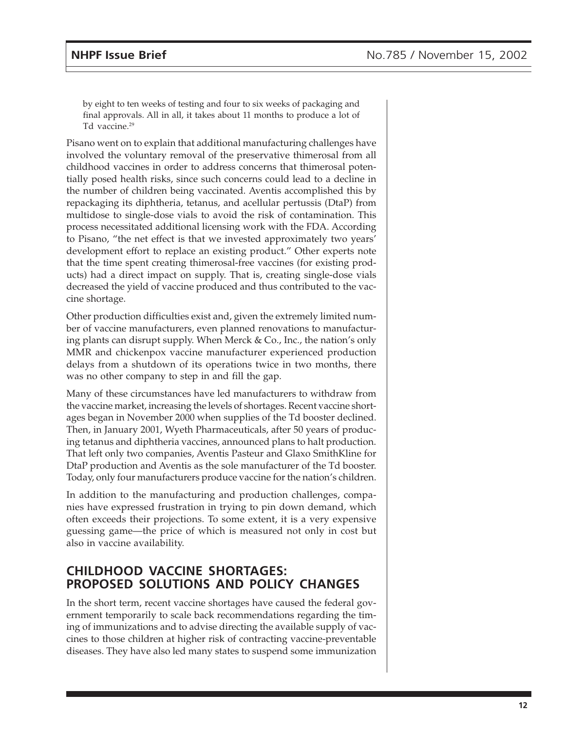by eight to ten weeks of testing and four to six weeks of packaging and final approvals. All in all, it takes about 11 months to produce a lot of Td vaccine.[29]

Pisano went on to explain that additional manufacturing challenges have involved the voluntary removal of the preservative thimerosal from all childhood vaccines in order to address concerns that thimerosal potentially posed health risks, since such concerns could lead to a decline in the number of children being vaccinated. Aventis accomplished this by repackaging its diphtheria, tetanus, and acellular pertussis (DtaP) from multidose to single-dose vials to avoid the risk of contamination. This process necessitated additional licensing work with the FDA. According to Pisano, "the net effect is that we invested approximately two years' development effort to replace an existing product." Other experts note that the time spent creating thimerosal-free vaccines (for existing products) had a direct impact on supply. That is, creating single-dose vials decreased the yield of vaccine produced and thus contributed to the vaccine shortage.

Other production difficulties exist and, given the extremely limited number of vaccine manufacturers, even planned renovations to manufacturing plants can disrupt supply. When Merck & Co., Inc., the nation's only MMR and chickenpox vaccine manufacturer experienced production delays from a shutdown of its operations twice in two months, there was no other company to step in and fill the gap.

Many of these circumstances have led manufacturers to withdraw from the vaccine market, increasing the levels of shortages. Recent vaccine shortages began in November 2000 when supplies of the Td booster declined. Then, in January 2001, Wyeth Pharmaceuticals, after 50 years of producing tetanus and diphtheria vaccines, announced plans to halt production. That left only two companies, Aventis Pasteur and Glaxo SmithKline for DtaP production and Aventis as the sole manufacturer of the Td booster. Today, only four manufacturers produce vaccine for the nation's children.

In addition to the manufacturing and production challenges, companies have expressed frustration in trying to pin down demand, which often exceeds their projections. To some extent, it is a very expensive guessing game—the price of which is measured not only in cost but also in vaccine availability.

## CHILDHOOD VACCINE SHORTAGES: PROPOSED SOLUTIONS AND POLICY CHANGES

In the short term, recent vaccine shortages have caused the federal government temporarily to scale back recommendations regarding the timing of immunizations and to advise directing the available supply of vaccines to those children at higher risk of contracting vaccine-preventable diseases. They have also led many states to suspend some immunization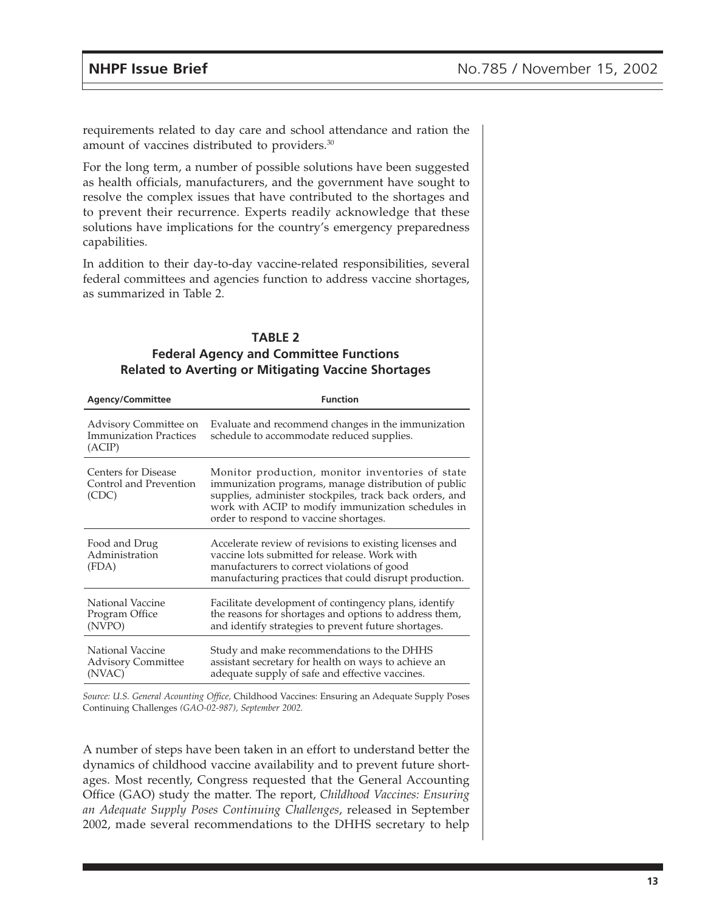requirements related to day care and school attendance and ration the amount of vaccines distributed to providers.[30]

For the long term, a number of possible solutions have been suggested as health officials, manufacturers, and the government have sought to resolve the complex issues that have contributed to the shortages and to prevent their recurrence. Experts readily acknowledge that these solutions have implications for the country's emergency preparedness capabilities.

In addition to their day-to-day vaccine-related responsibilities, several federal committees and agencies function to address vaccine shortages, as summarized in Table 2.

**TABLE 2**
**Federal Agency and Committee Functions Related to Averting or Mitigating Vaccine Shortages**

| Agency/Committee | Function |
|---|---|
| Advisory Committee on Immunization Practices (ACIP) | Evaluate and recommend changes in the immunization schedule to accommodate reduced supplies. |
| Centers for Disease Control and Prevention (CDC) | Monitor production, monitor inventories of state immunization programs, manage distribution of public supplies, administer stockpiles, track back orders, and work with ACIP to modify immunization schedules in order to respond to vaccine shortages. |
| Food and Drug Administration (FDA) | Accelerate review of revisions to existing licenses and vaccine lots submitted for release. Work with manufacturers to correct violations of good manufacturing practices that could disrupt production. |
| National Vaccine Program Office (NVPO) | Facilitate development of contingency plans, identify the reasons for shortages and options to address them, and identify strategies to prevent future shortages. |
| National Vaccine Advisory Committee (NVAC) | Study and make recommendations to the DHHS assistant secretary for health on ways to achieve an adequate supply of safe and effective vaccines. |

*Source: U.S. General Acounting Office,* Childhood Vaccines: Ensuring an Adequate Supply Poses Continuing Challenges *(GAO-02-987), September 2002.*

A number of steps have been taken in an effort to understand better the dynamics of childhood vaccine availability and to prevent future shortages. Most recently, Congress requested that the General Accounting Office (GAO) study the matter. The report, *Childhood Vaccines: Ensuring an Adequate Supply Poses Continuing Challenges*, released in September 2002, made several recommendations to the DHHS secretary to help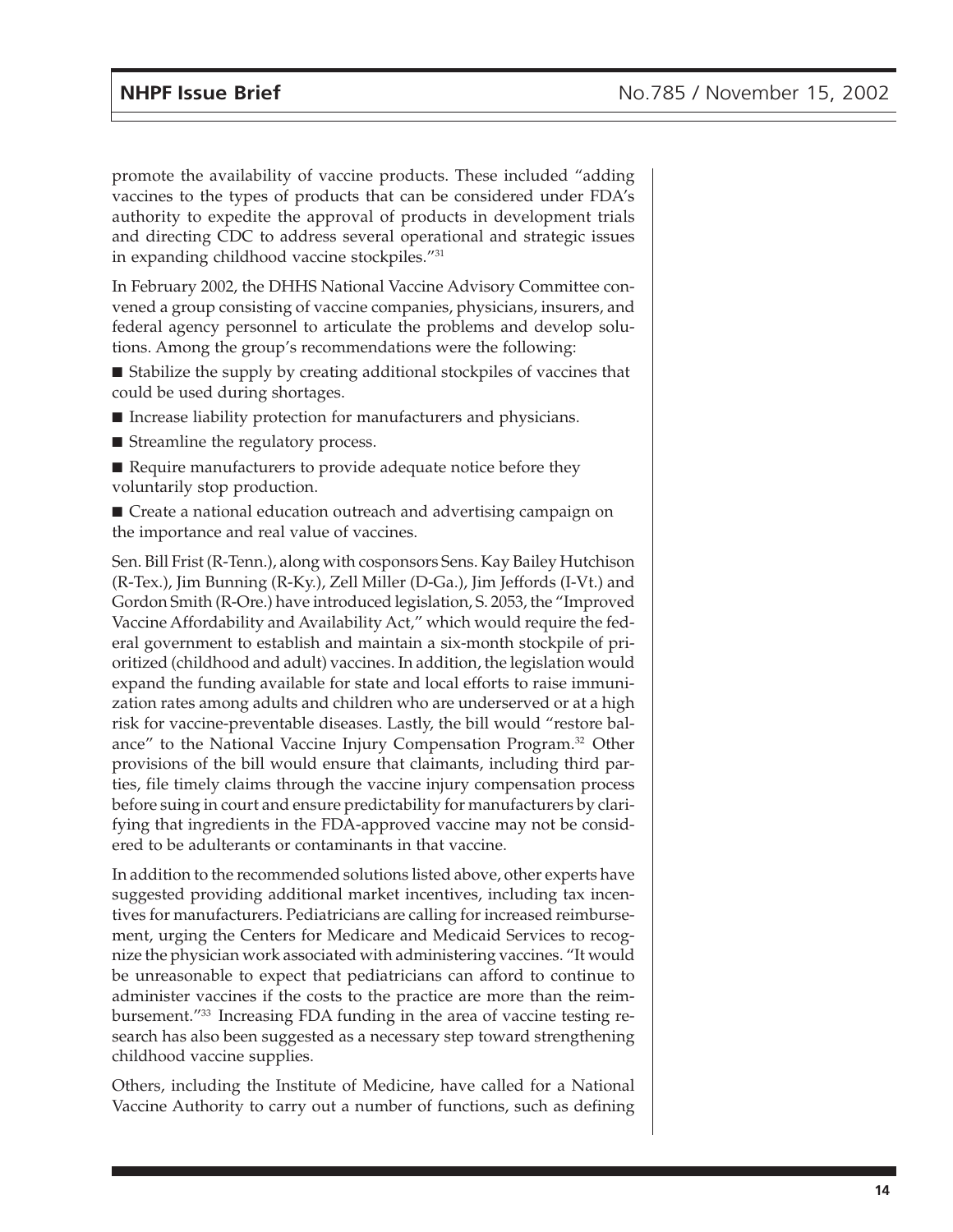promote the availability of vaccine products. These included "adding vaccines to the types of products that can be considered under FDA's authority to expedite the approval of products in development trials and directing CDC to address several operational and strategic issues in expanding childhood vaccine stockpiles."[31]

In February 2002, the DHHS National Vaccine Advisory Committee convened a group consisting of vaccine companies, physicians, insurers, and federal agency personnel to articulate the problems and develop solutions. Among the group's recommendations were the following:

- Stabilize the supply by creating additional stockpiles of vaccines that could be used during shortages.
- Increase liability protection for manufacturers and physicians.
- Streamline the regulatory process.
- Require manufacturers to provide adequate notice before they voluntarily stop production.
- Create a national education outreach and advertising campaign on the importance and real value of vaccines.

Sen. Bill Frist (R-Tenn.), along with cosponsors Sens. Kay Bailey Hutchison (R-Tex.), Jim Bunning (R-Ky.), Zell Miller (D-Ga.), Jim Jeffords (I-Vt.) and Gordon Smith (R-Ore.) have introduced legislation, S. 2053, the "Improved Vaccine Affordability and Availability Act," which would require the federal government to establish and maintain a six-month stockpile of prioritized (childhood and adult) vaccines. In addition, the legislation would expand the funding available for state and local efforts to raise immunization rates among adults and children who are underserved or at a high risk for vaccine-preventable diseases. Lastly, the bill would "restore balance" to the National Vaccine Injury Compensation Program.[32] Other provisions of the bill would ensure that claimants, including third parties, file timely claims through the vaccine injury compensation process before suing in court and ensure predictability for manufacturers by clarifying that ingredients in the FDA-approved vaccine may not be considered to be adulterants or contaminants in that vaccine.

In addition to the recommended solutions listed above, other experts have suggested providing additional market incentives, including tax incentives for manufacturers. Pediatricians are calling for increased reimbursement, urging the Centers for Medicare and Medicaid Services to recognize the physician work associated with administering vaccines. "It would be unreasonable to expect that pediatricians can afford to continue to administer vaccines if the costs to the practice are more than the reimbursement."[33] Increasing FDA funding in the area of vaccine testing research has also been suggested as a necessary step toward strengthening childhood vaccine supplies.

Others, including the Institute of Medicine, have called for a National Vaccine Authority to carry out a number of functions, such as defining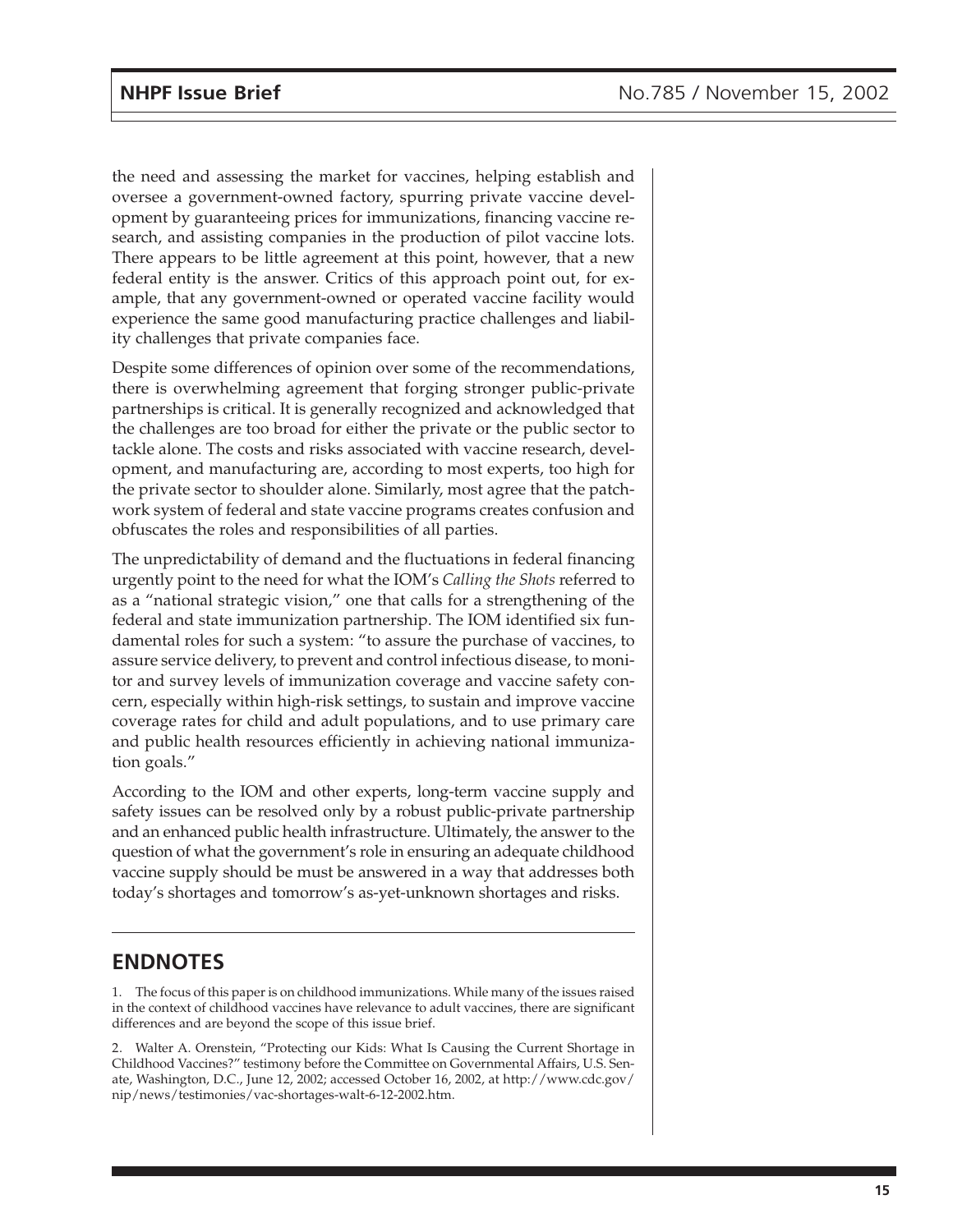the need and assessing the market for vaccines, helping establish and oversee a government-owned factory, spurring private vaccine development by guaranteeing prices for immunizations, financing vaccine research, and assisting companies in the production of pilot vaccine lots. There appears to be little agreement at this point, however, that a new federal entity is the answer. Critics of this approach point out, for example, that any government-owned or operated vaccine facility would experience the same good manufacturing practice challenges and liability challenges that private companies face.

Despite some differences of opinion over some of the recommendations, there is overwhelming agreement that forging stronger public-private partnerships is critical. It is generally recognized and acknowledged that the challenges are too broad for either the private or the public sector to tackle alone. The costs and risks associated with vaccine research, development, and manufacturing are, according to most experts, too high for the private sector to shoulder alone. Similarly, most agree that the patchwork system of federal and state vaccine programs creates confusion and obfuscates the roles and responsibilities of all parties.

The unpredictability of demand and the fluctuations in federal financing urgently point to the need for what the IOM's *Calling the Shots* referred to as a "national strategic vision," one that calls for a strengthening of the federal and state immunization partnership. The IOM identified six fundamental roles for such a system: "to assure the purchase of vaccines, to assure service delivery, to prevent and control infectious disease, to monitor and survey levels of immunization coverage and vaccine safety concern, especially within high-risk settings, to sustain and improve vaccine coverage rates for child and adult populations, and to use primary care and public health resources efficiently in achieving national immunization goals."

According to the IOM and other experts, long-term vaccine supply and safety issues can be resolved only by a robust public-private partnership and an enhanced public health infrastructure. Ultimately, the answer to the question of what the government's role in ensuring an adequate childhood vaccine supply should be must be answered in a way that addresses both today's shortages and tomorrow's as-yet-unknown shortages and risks.

## ENDNOTES

1. The focus of this paper is on childhood immunizations. While many of the issues raised in the context of childhood vaccines have relevance to adult vaccines, there are significant differences and are beyond the scope of this issue brief.

2. Walter A. Orenstein, "Protecting our Kids: What Is Causing the Current Shortage in Childhood Vaccines?" testimony before the Committee on Governmental Affairs, U.S. Senate, Washington, D.C., June 12, 2002; accessed October 16, 2002, at http://www.cdc.gov/nip/news/testimonies/vac-shortages-walt-6-12-2002.htm.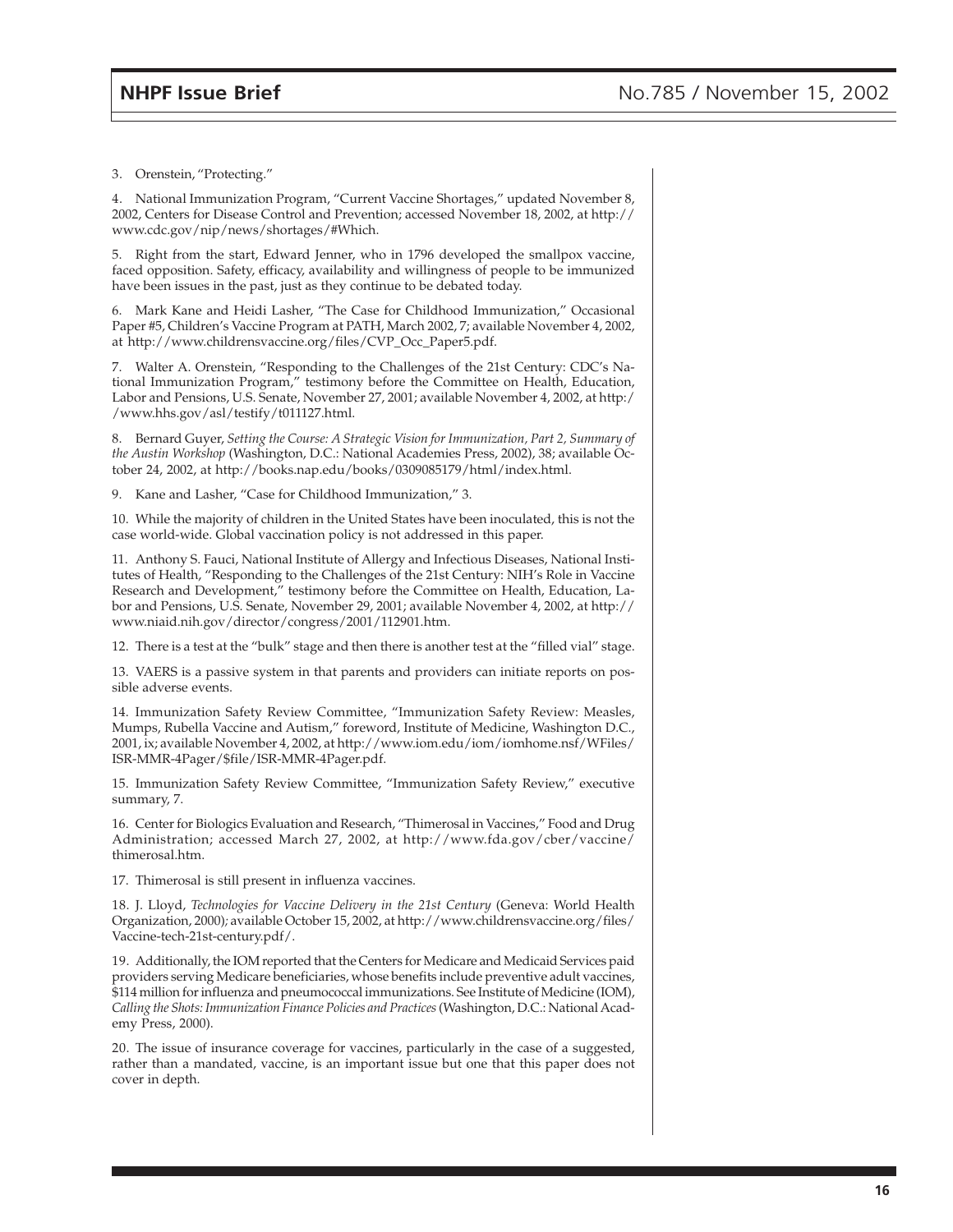3. Orenstein, "Protecting."

4. National Immunization Program, "Current Vaccine Shortages," updated November 8, 2002, Centers for Disease Control and Prevention; accessed November 18, 2002, at http://www.cdc.gov/nip/news/shortages/#Which.

5. Right from the start, Edward Jenner, who in 1796 developed the smallpox vaccine, faced opposition. Safety, efficacy, availability and willingness of people to be immunized have been issues in the past, just as they continue to be debated today.

6. Mark Kane and Heidi Lasher, "The Case for Childhood Immunization," Occasional Paper #5, Children's Vaccine Program at PATH, March 2002, 7; available November 4, 2002, at http://www.childrensvaccine.org/files/CVP_Occ_Paper5.pdf.

7. Walter A. Orenstein, "Responding to the Challenges of the 21st Century: CDC's National Immunization Program," testimony before the Committee on Health, Education, Labor and Pensions, U.S. Senate, November 27, 2001; available November 4, 2002, at http://www.hhs.gov/asl/testify/t011127.html.

8. Bernard Guyer, *Setting the Course: A Strategic Vision for Immunization, Part 2, Summary of the Austin Workshop* (Washington, D.C.: National Academies Press, 2002), 38; available October 24, 2002, at http://books.nap.edu/books/0309085179/html/index.html.

9. Kane and Lasher, "Case for Childhood Immunization," 3.

10. While the majority of children in the United States have been inoculated, this is not the case world-wide. Global vaccination policy is not addressed in this paper.

11. Anthony S. Fauci, National Institute of Allergy and Infectious Diseases, National Institutes of Health, "Responding to the Challenges of the 21st Century: NIH's Role in Vaccine Research and Development," testimony before the Committee on Health, Education, Labor and Pensions, U.S. Senate, November 29, 2001; available November 4, 2002, at http://www.niaid.nih.gov/director/congress/2001/112901.htm.

12. There is a test at the "bulk" stage and then there is another test at the "filled vial" stage.

13. VAERS is a passive system in that parents and providers can initiate reports on possible adverse events.

14. Immunization Safety Review Committee, "Immunization Safety Review: Measles, Mumps, Rubella Vaccine and Autism," foreword, Institute of Medicine, Washington D.C., 2001, ix; available November 4, 2002, at http://www.iom.edu/iom/iomhome.nsf/WFiles/ISR-MMR-4Pager/$file/ISR-MMR-4Pager.pdf.

15. Immunization Safety Review Committee, "Immunization Safety Review," executive summary, 7.

16. Center for Biologics Evaluation and Research, "Thimerosal in Vaccines," Food and Drug Administration; accessed March 27, 2002, at http://www.fda.gov/cber/vaccine/thimerosal.htm.

17. Thimerosal is still present in influenza vaccines.

18. J. Lloyd, *Technologies for Vaccine Delivery in the 21st Century* (Geneva: World Health Organization, 2000); available October 15, 2002, at http://www.childrensvaccine.org/files/Vaccine-tech-21st-century.pdf/.

19. Additionally, the IOM reported that the Centers for Medicare and Medicaid Services paid providers serving Medicare beneficiaries, whose benefits include preventive adult vaccines, $114 million for influenza and pneumococcal immunizations. See Institute of Medicine (IOM), *Calling the Shots: Immunization Finance Policies and Practices* (Washington, D.C.: National Academy Press, 2000).

20. The issue of insurance coverage for vaccines, particularly in the case of a suggested, rather than a mandated, vaccine, is an important issue but one that this paper does not cover in depth.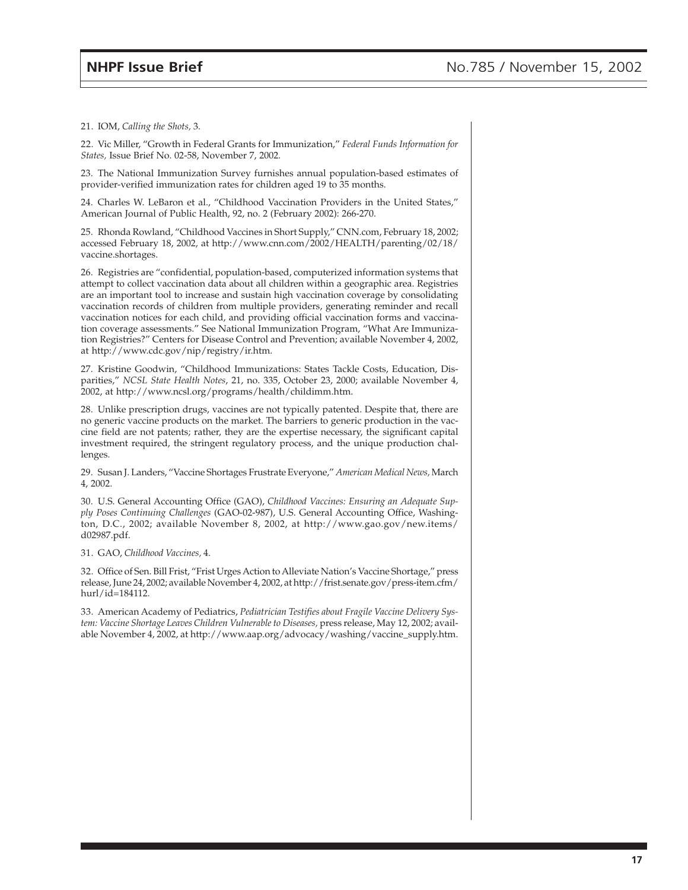21. IOM, *Calling the Shots,* 3.

22. Vic Miller, "Growth in Federal Grants for Immunization," *Federal Funds Information for States,* Issue Brief No. 02-58, November 7, 2002.

23. The National Immunization Survey furnishes annual population-based estimates of provider-verified immunization rates for children aged 19 to 35 months.

24. Charles W. LeBaron et al., "Childhood Vaccination Providers in the United States," American Journal of Public Health, 92, no. 2 (February 2002): 266-270.

25. Rhonda Rowland, "Childhood Vaccines in Short Supply," CNN.com, February 18, 2002; accessed February 18, 2002, at http://www.cnn.com/2002/HEALTH/parenting/02/18/vaccine.shortages.

26. Registries are "confidential, population-based, computerized information systems that attempt to collect vaccination data about all children within a geographic area. Registries are an important tool to increase and sustain high vaccination coverage by consolidating vaccination records of children from multiple providers, generating reminder and recall vaccination notices for each child, and providing official vaccination forms and vaccination coverage assessments." See National Immunization Program, "What Are Immunization Registries?" Centers for Disease Control and Prevention; available November 4, 2002, at http://www.cdc.gov/nip/registry/ir.htm.

27. Kristine Goodwin, "Childhood Immunizations: States Tackle Costs, Education, Disparities," *NCSL State Health Notes*, 21, no. 335, October 23, 2000; available November 4, 2002, at http://www.ncsl.org/programs/health/childimm.htm.

28. Unlike prescription drugs, vaccines are not typically patented. Despite that, there are no generic vaccine products on the market. The barriers to generic production in the vaccine field are not patents; rather, they are the expertise necessary, the significant capital investment required, the stringent regulatory process, and the unique production challenges.

29. Susan J. Landers, "Vaccine Shortages Frustrate Everyone," *American Medical News,* March 4, 2002.

30. U.S. General Accounting Office (GAO), *Childhood Vaccines: Ensuring an Adequate Supply Poses Continuing Challenges* (GAO-02-987), U.S. General Accounting Office, Washington, D.C., 2002; available November 8, 2002, at http://www.gao.gov/new.items/d02987.pdf.

31. GAO, *Childhood Vaccines,* 4.

32. Office of Sen. Bill Frist, "Frist Urges Action to Alleviate Nation's Vaccine Shortage," press release, June 24, 2002; available November 4, 2002, at http://frist.senate.gov/press-item.cfm/hurl/id=184112.

33. American Academy of Pediatrics, *Pediatrician Testifies about Fragile Vaccine Delivery System: Vaccine Shortage Leaves Children Vulnerable to Diseases,* press release, May 12, 2002; available November 4, 2002, at http://www.aap.org/advocacy/washing/vaccine_supply.htm.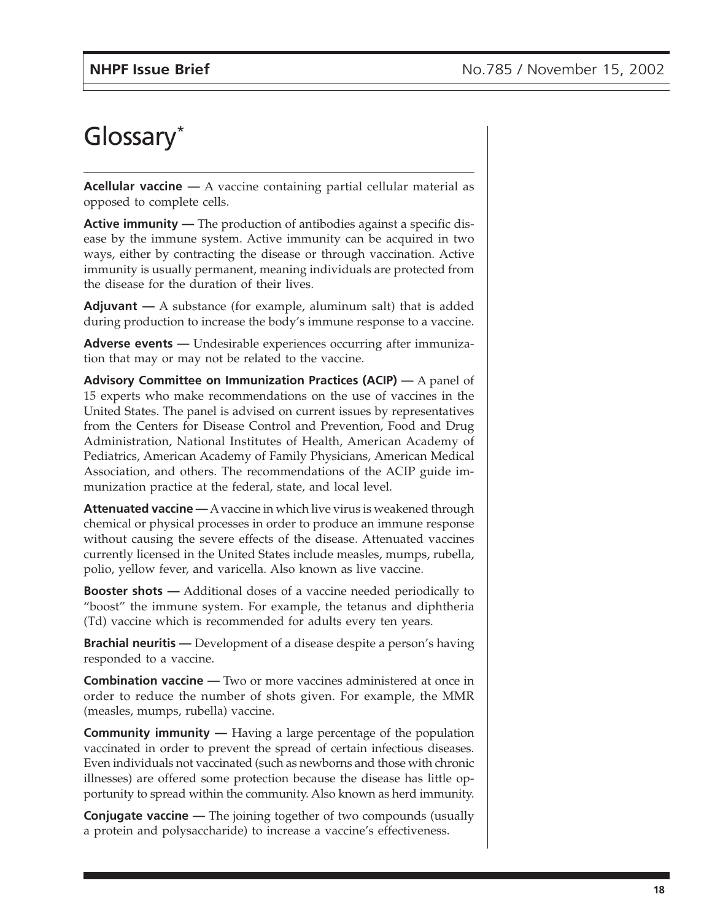# Glossary*

**Acellular vaccine —** A vaccine containing partial cellular material as opposed to complete cells.

**Active immunity —** The production of antibodies against a specific disease by the immune system. Active immunity can be acquired in two ways, either by contracting the disease or through vaccination. Active immunity is usually permanent, meaning individuals are protected from the disease for the duration of their lives.

**Adjuvant —** A substance (for example, aluminum salt) that is added during production to increase the body's immune response to a vaccine.

**Adverse events —** Undesirable experiences occurring after immunization that may or may not be related to the vaccine.

**Advisory Committee on Immunization Practices (ACIP) —** A panel of 15 experts who make recommendations on the use of vaccines in the United States. The panel is advised on current issues by representatives from the Centers for Disease Control and Prevention, Food and Drug Administration, National Institutes of Health, American Academy of Pediatrics, American Academy of Family Physicians, American Medical Association, and others. The recommendations of the ACIP guide immunization practice at the federal, state, and local level.

**Attenuated vaccine —** A vaccine in which live virus is weakened through chemical or physical processes in order to produce an immune response without causing the severe effects of the disease. Attenuated vaccines currently licensed in the United States include measles, mumps, rubella, polio, yellow fever, and varicella. Also known as live vaccine.

**Booster shots —** Additional doses of a vaccine needed periodically to "boost" the immune system. For example, the tetanus and diphtheria (Td) vaccine which is recommended for adults every ten years.

**Brachial neuritis —** Development of a disease despite a person's having responded to a vaccine.

**Combination vaccine —** Two or more vaccines administered at once in order to reduce the number of shots given. For example, the MMR (measles, mumps, rubella) vaccine.

**Community immunity —** Having a large percentage of the population vaccinated in order to prevent the spread of certain infectious diseases. Even individuals not vaccinated (such as newborns and those with chronic illnesses) are offered some protection because the disease has little opportunity to spread within the community. Also known as herd immunity.

**Conjugate vaccine —** The joining together of two compounds (usually a protein and polysaccharide) to increase a vaccine's effectiveness.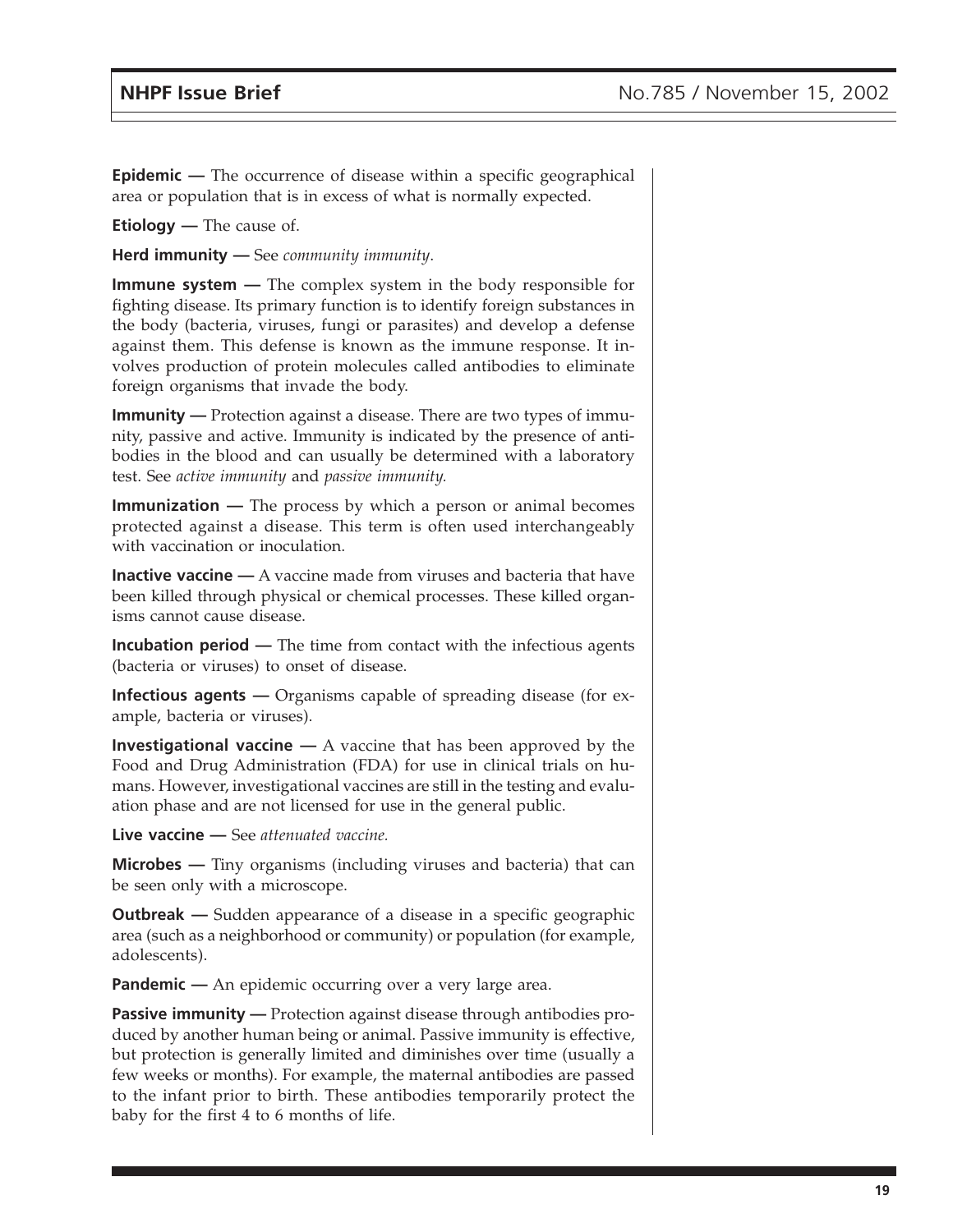**Epidemic —** The occurrence of disease within a specific geographical area or population that is in excess of what is normally expected.

**Etiology —** The cause of.

**Herd immunity —** See *community immunity.*

**Immune system —** The complex system in the body responsible for fighting disease. Its primary function is to identify foreign substances in the body (bacteria, viruses, fungi or parasites) and develop a defense against them. This defense is known as the immune response. It involves production of protein molecules called antibodies to eliminate foreign organisms that invade the body.

**Immunity —** Protection against a disease. There are two types of immunity, passive and active. Immunity is indicated by the presence of antibodies in the blood and can usually be determined with a laboratory test. See *active immunity* and *passive immunity.*

**Immunization —** The process by which a person or animal becomes protected against a disease. This term is often used interchangeably with vaccination or inoculation.

**Inactive vaccine —** A vaccine made from viruses and bacteria that have been killed through physical or chemical processes. These killed organisms cannot cause disease.

**Incubation period —** The time from contact with the infectious agents (bacteria or viruses) to onset of disease.

**Infectious agents —** Organisms capable of spreading disease (for example, bacteria or viruses).

**Investigational vaccine —** A vaccine that has been approved by the Food and Drug Administration (FDA) for use in clinical trials on humans. However, investigational vaccines are still in the testing and evaluation phase and are not licensed for use in the general public.

**Live vaccine —** See *attenuated vaccine.*

**Microbes —** Tiny organisms (including viruses and bacteria) that can be seen only with a microscope.

**Outbreak —** Sudden appearance of a disease in a specific geographic area (such as a neighborhood or community) or population (for example, adolescents).

**Pandemic —** An epidemic occurring over a very large area.

**Passive immunity —** Protection against disease through antibodies produced by another human being or animal. Passive immunity is effective, but protection is generally limited and diminishes over time (usually a few weeks or months). For example, the maternal antibodies are passed to the infant prior to birth. These antibodies temporarily protect the baby for the first 4 to 6 months of life.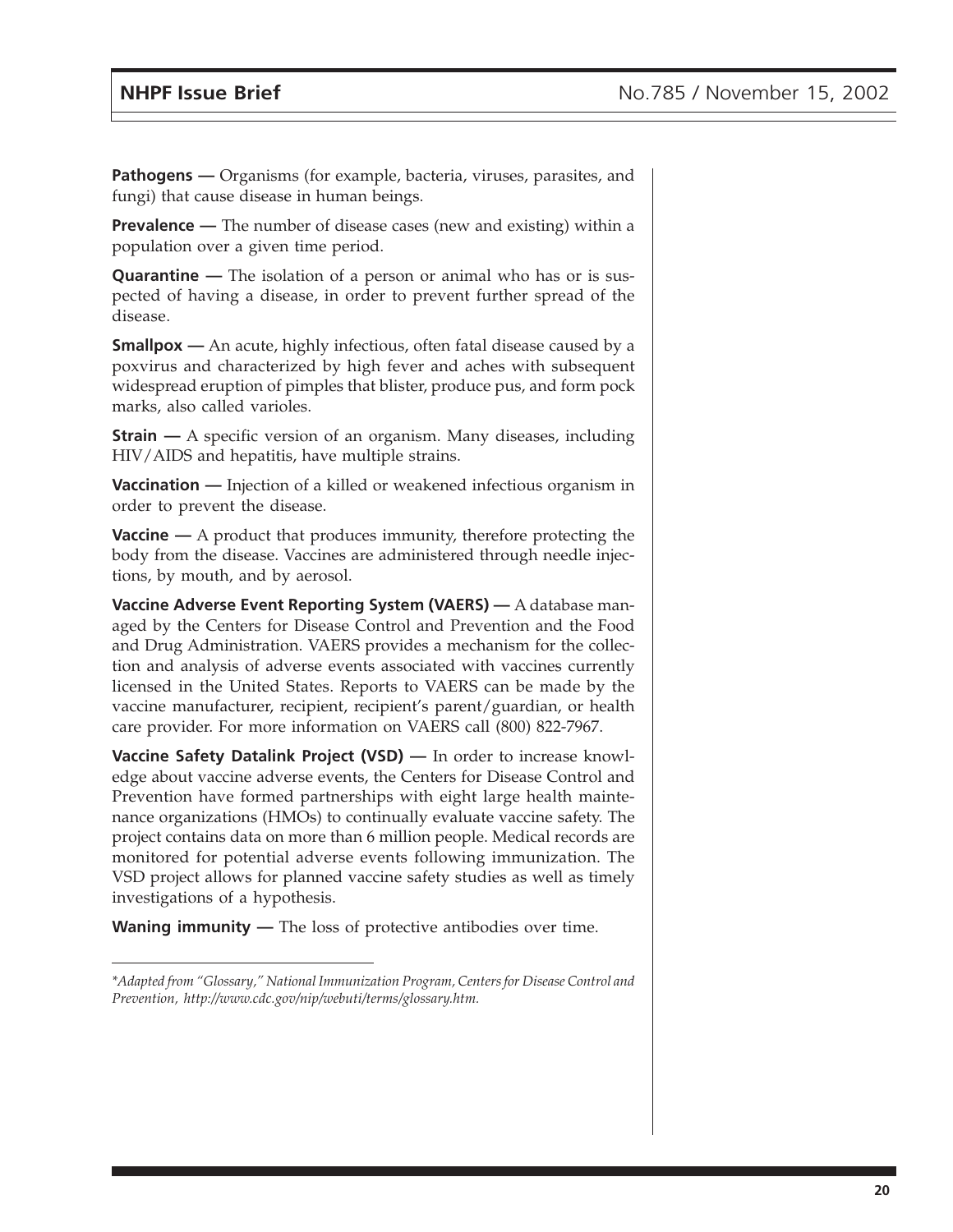**Pathogens —** Organisms (for example, bacteria, viruses, parasites, and fungi) that cause disease in human beings.

**Prevalence —** The number of disease cases (new and existing) within a population over a given time period.

**Quarantine —** The isolation of a person or animal who has or is suspected of having a disease, in order to prevent further spread of the disease.

**Smallpox —** An acute, highly infectious, often fatal disease caused by a poxvirus and characterized by high fever and aches with subsequent widespread eruption of pimples that blister, produce pus, and form pock marks, also called varioles.

**Strain —** A specific version of an organism. Many diseases, including HIV/AIDS and hepatitis, have multiple strains.

**Vaccination —** Injection of a killed or weakened infectious organism in order to prevent the disease.

**Vaccine —** A product that produces immunity, therefore protecting the body from the disease. Vaccines are administered through needle injections, by mouth, and by aerosol.

**Vaccine Adverse Event Reporting System (VAERS) —** A database managed by the Centers for Disease Control and Prevention and the Food and Drug Administration. VAERS provides a mechanism for the collection and analysis of adverse events associated with vaccines currently licensed in the United States. Reports to VAERS can be made by the vaccine manufacturer, recipient, recipient's parent/guardian, or health care provider. For more information on VAERS call (800) 822-7967.

**Vaccine Safety Datalink Project (VSD) —** In order to increase knowledge about vaccine adverse events, the Centers for Disease Control and Prevention have formed partnerships with eight large health maintenance organizations (HMOs) to continually evaluate vaccine safety. The project contains data on more than 6 million people. Medical records are monitored for potential adverse events following immunization. The VSD project allows for planned vaccine safety studies as well as timely investigations of a hypothesis.

**Waning immunity —** The loss of protective antibodies over time.

---

*\*Adapted from "Glossary," National Immunization Program, Centers for Disease Control and Prevention, http://www.cdc.gov/nip/webuti/terms/glossary.htm.*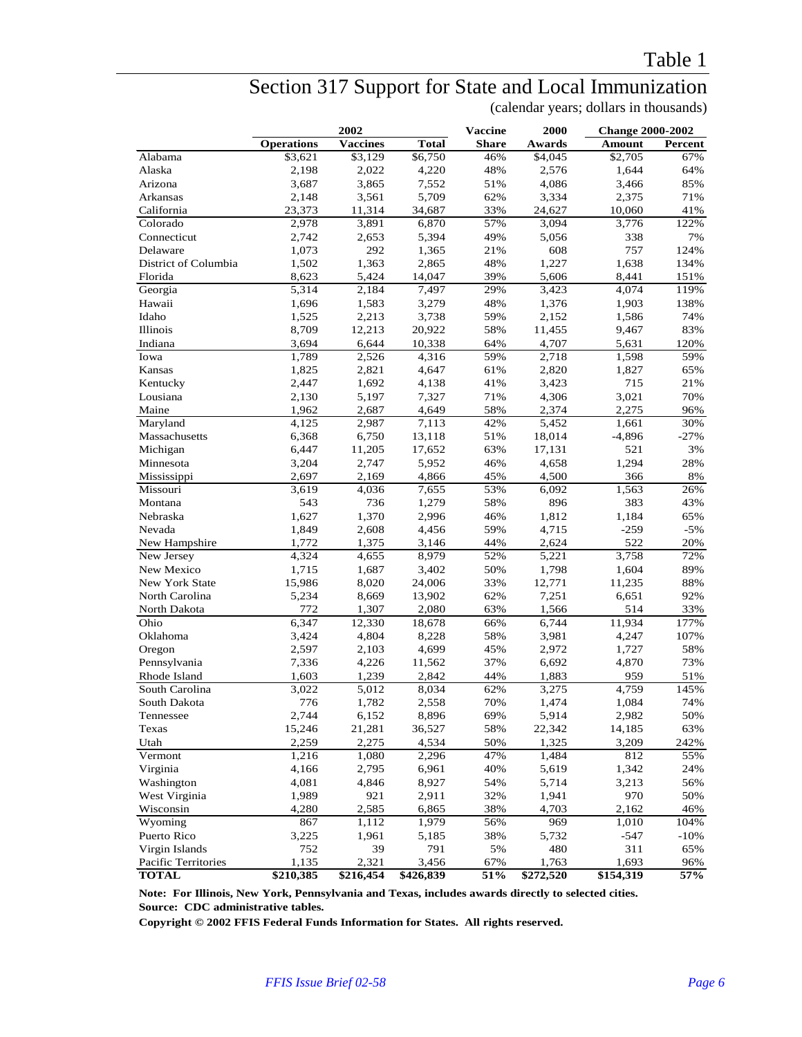# Table 1

## Section 317 Support for State and Local Immunization

(calendar years; dollars in thousands)

| | 2002 | | | Vaccine | 2000 | Change 2000-2002 | |
|---|---|---|---|---|---|---|---|
| | **Operations** | **Vaccines** | **Total** | **Share** | **Awards** | **Amount** | **Percent** |
| Alabama | $3,621 | $3,129 | $6,750 | 46% | $4,045 | $2,705 | 67% |
| Alaska | 2,198 | 2,022 | 4,220 | 48% | 2,576 | 1,644 | 64% |
| Arizona | 3,687 | 3,865 | 7,552 | 51% | 4,086 | 3,466 | 85% |
| Arkansas | 2,148 | 3,561 | 5,709 | 62% | 3,334 | 2,375 | 71% |
| California | 23,373 | 11,314 | 34,687 | 33% | 24,627 | 10,060 | 41% |
| Colorado | 2,978 | 3,891 | 6,870 | 57% | 3,094 | 3,776 | 122% |
| Connecticut | 2,742 | 2,653 | 5,394 | 49% | 5,056 | 338 | 7% |
| Delaware | 1,073 | 292 | 1,365 | 21% | 608 | 757 | 124% |
| District of Columbia | 1,502 | 1,363 | 2,865 | 48% | 1,227 | 1,638 | 134% |
| Florida | 8,623 | 5,424 | 14,047 | 39% | 5,606 | 8,441 | 151% |
| Georgia | 5,314 | 2,184 | 7,497 | 29% | 3,423 | 4,074 | 119% |
| Hawaii | 1,696 | 1,583 | 3,279 | 48% | 1,376 | 1,903 | 138% |
| Idaho | 1,525 | 2,213 | 3,738 | 59% | 2,152 | 1,586 | 74% |
| Illinois | 8,709 | 12,213 | 20,922 | 58% | 11,455 | 9,467 | 83% |
| Indiana | 3,694 | 6,644 | 10,338 | 64% | 4,707 | 5,631 | 120% |
| Iowa | 1,789 | 2,526 | 4,316 | 59% | 2,718 | 1,598 | 59% |
| Kansas | 1,825 | 2,821 | 4,647 | 61% | 2,820 | 1,827 | 65% |
| Kentucky | 2,447 | 1,692 | 4,138 | 41% | 3,423 | 715 | 21% |
| Lousiana | 2,130 | 5,197 | 7,327 | 71% | 4,306 | 3,021 | 70% |
| Maine | 1,962 | 2,687 | 4,649 | 58% | 2,374 | 2,275 | 96% |
| Maryland | 4,125 | 2,987 | 7,113 | 42% | 5,452 | 1,661 | 30% |
| Massachusetts | 6,368 | 6,750 | 13,118 | 51% | 18,014 | -4,896 | -27% |
| Michigan | 6,447 | 11,205 | 17,652 | 63% | 17,131 | 521 | 3% |
| Minnesota | 3,204 | 2,747 | 5,952 | 46% | 4,658 | 1,294 | 28% |
| Mississippi | 2,697 | 2,169 | 4,866 | 45% | 4,500 | 366 | 8% |
| Missouri | 3,619 | 4,036 | 7,655 | 53% | 6,092 | 1,563 | 26% |
| Montana | 543 | 736 | 1,279 | 58% | 896 | 383 | 43% |
| Nebraska | 1,627 | 1,370 | 2,996 | 46% | 1,812 | 1,184 | 65% |
| Nevada | 1,849 | 2,608 | 4,456 | 59% | 4,715 | -259 | -5% |
| New Hampshire | 1,772 | 1,375 | 3,146 | 44% | 2,624 | 522 | 20% |
| New Jersey | 4,324 | 4,655 | 8,979 | 52% | 5,221 | 3,758 | 72% |
| New Mexico | 1,715 | 1,687 | 3,402 | 50% | 1,798 | 1,604 | 89% |
| New York State | 15,986 | 8,020 | 24,006 | 33% | 12,771 | 11,235 | 88% |
| North Carolina | 5,234 | 8,669 | 13,902 | 62% | 7,251 | 6,651 | 92% |
| North Dakota | 772 | 1,307 | 2,080 | 63% | 1,566 | 514 | 33% |
| Ohio | 6,347 | 12,330 | 18,678 | 66% | 6,744 | 11,934 | 177% |
| Oklahoma | 3,424 | 4,804 | 8,228 | 58% | 3,981 | 4,247 | 107% |
| Oregon | 2,597 | 2,103 | 4,699 | 45% | 2,972 | 1,727 | 58% |
| Pennsylvania | 7,336 | 4,226 | 11,562 | 37% | 6,692 | 4,870 | 73% |
| Rhode Island | 1,603 | 1,239 | 2,842 | 44% | 1,883 | 959 | 51% |
| South Carolina | 3,022 | 5,012 | 8,034 | 62% | 3,275 | 4,759 | 145% |
| South Dakota | 776 | 1,782 | 2,558 | 70% | 1,474 | 1,084 | 74% |
| Tennessee | 2,744 | 6,152 | 8,896 | 69% | 5,914 | 2,982 | 50% |
| Texas | 15,246 | 21,281 | 36,527 | 58% | 22,342 | 14,185 | 63% |
| Utah | 2,259 | 2,275 | 4,534 | 50% | 1,325 | 3,209 | 242% |
| Vermont | 1,216 | 1,080 | 2,296 | 47% | 1,484 | 812 | 55% |
| Virginia | 4,166 | 2,795 | 6,961 | 40% | 5,619 | 1,342 | 24% |
| Washington | 4,081 | 4,846 | 8,927 | 54% | 5,714 | 3,213 | 56% |
| West Virginia | 1,989 | 921 | 2,911 | 32% | 1,941 | 970 | 50% |
| Wisconsin | 4,280 | 2,585 | 6,865 | 38% | 4,703 | 2,162 | 46% |
| Wyoming | 867 | 1,112 | 1,979 | 56% | 969 | 1,010 | 104% |
| Puerto Rico | 3,225 | 1,961 | 5,185 | 38% | 5,732 | -547 | -10% |
| Virgin Islands | 752 | 39 | 791 | 5% | 480 | 311 | 65% |
| Pacific Territories | 1,135 | 2,321 | 3,456 | 67% | 1,763 | 1,693 | 96% |
| **TOTAL** | **$210,385** | **$216,454** | **$426,839** | **51%** | **$272,520** | **$154,319** | **57%** |

**Note: For Illinois, New York, Pennsylvania and Texas, includes awards directly to selected cities.**
**Source: CDC administrative tables.**

**Copyright © 2002 FFIS Federal Funds Information for States. All rights reserved.**